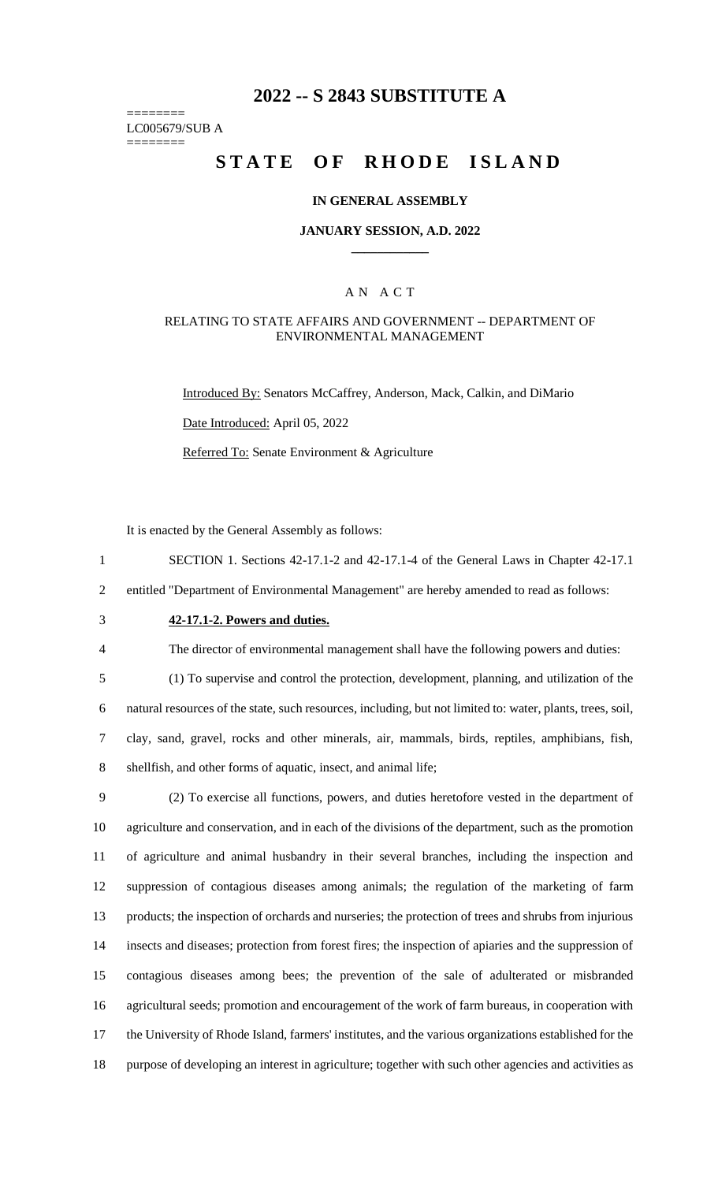# 2022 -- S 2843 SUBSTITUTE A

========
LC005679/SUB A
========

# STATE OF RHODE ISLAND

### IN GENERAL ASSEMBLY

### JANUARY SESSION, A.D. 2022

____________

## A N A C T

### RELATING TO STATE AFFAIRS AND GOVERNMENT -- DEPARTMENT OF ENVIRONMENTAL MANAGEMENT

Introduced By: Senators McCaffrey, Anderson, Mack, Calkin, and DiMario

Date Introduced: April 05, 2022

Referred To: Senate Environment & Agriculture

It is enacted by the General Assembly as follows:

1 SECTION 1. Sections 42-17.1-2 and 42-17.1-4 of the General Laws in Chapter 42-17.1
2 entitled "Department of Environmental Management" are hereby amended to read as follows:

3 **42-17.1-2. Powers and duties.**

4 The director of environmental management shall have the following powers and duties:

5 (1) To supervise and control the protection, development, planning, and utilization of the
6 natural resources of the state, such resources, including, but not limited to: water, plants, trees, soil,
7 clay, sand, gravel, rocks and other minerals, air, mammals, birds, reptiles, amphibians, fish,
8 shellfish, and other forms of aquatic, insect, and animal life;

9 (2) To exercise all functions, powers, and duties heretofore vested in the department of
10 agriculture and conservation, and in each of the divisions of the department, such as the promotion
11 of agriculture and animal husbandry in their several branches, including the inspection and
12 suppression of contagious diseases among animals; the regulation of the marketing of farm
13 products; the inspection of orchards and nurseries; the protection of trees and shrubs from injurious
14 insects and diseases; protection from forest fires; the inspection of apiaries and the suppression of
15 contagious diseases among bees; the prevention of the sale of adulterated or misbranded
16 agricultural seeds; promotion and encouragement of the work of farm bureaus, in cooperation with
17 the University of Rhode Island, farmers' institutes, and the various organizations established for the
18 purpose of developing an interest in agriculture; together with such other agencies and activities as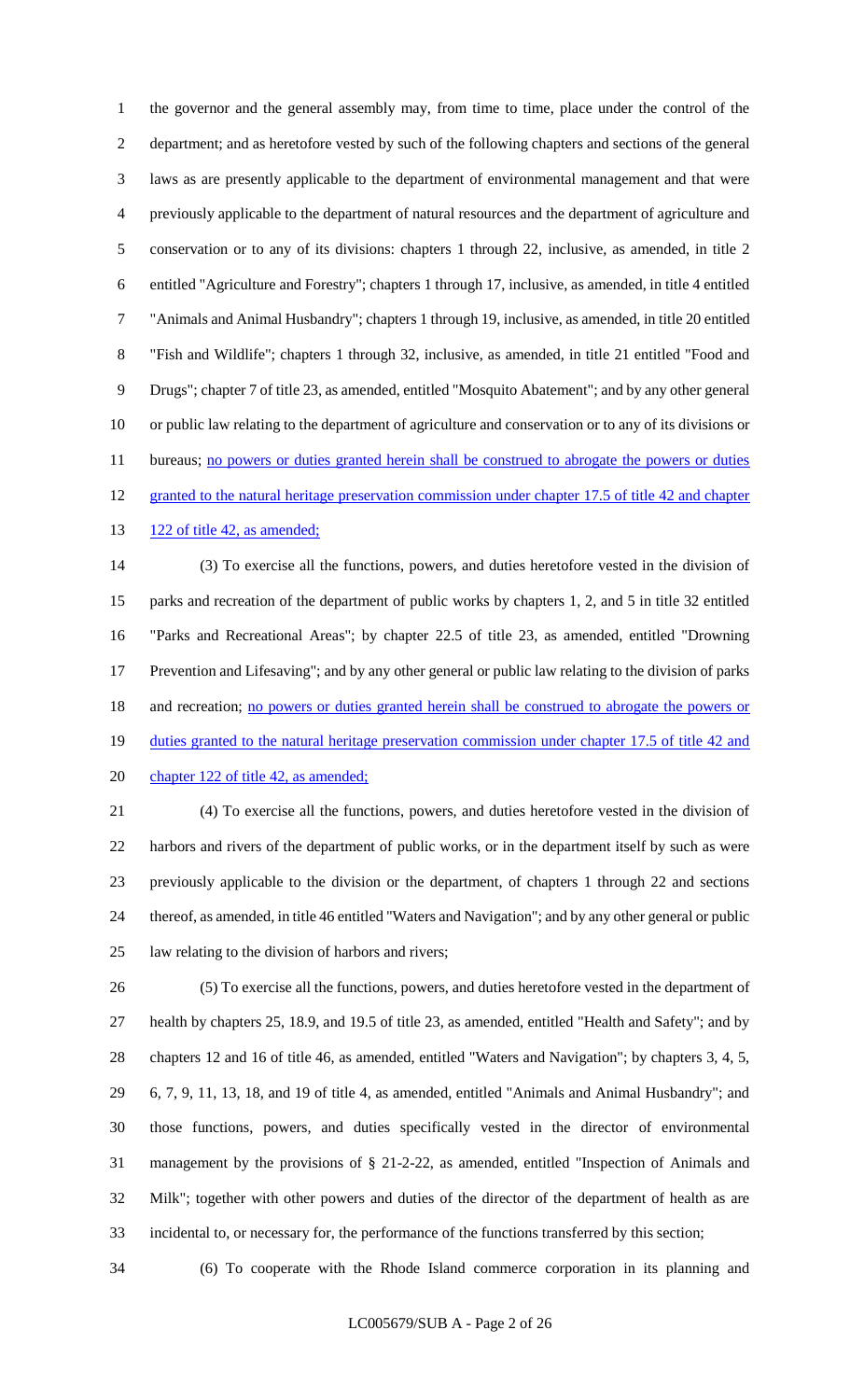the governor and the general assembly may, from time to time, place under the control of the department; and as heretofore vested by such of the following chapters and sections of the general laws as are presently applicable to the department of environmental management and that were previously applicable to the department of natural resources and the department of agriculture and conservation or to any of its divisions: chapters 1 through 22, inclusive, as amended, in title 2 entitled "Agriculture and Forestry"; chapters 1 through 17, inclusive, as amended, in title 4 entitled "Animals and Animal Husbandry"; chapters 1 through 19, inclusive, as amended, in title 20 entitled "Fish and Wildlife"; chapters 1 through 32, inclusive, as amended, in title 21 entitled "Food and Drugs"; chapter 7 of title 23, as amended, entitled "Mosquito Abatement"; and by any other general or public law relating to the department of agriculture and conservation or to any of its divisions or bureaus; <u>no powers or duties granted herein shall be construed to abrogate the powers or duties granted to the natural heritage preservation commission under chapter 17.5 of title 42 and chapter 122 of title 42, as amended;</u>

(3) To exercise all the functions, powers, and duties heretofore vested in the division of parks and recreation of the department of public works by chapters 1, 2, and 5 in title 32 entitled "Parks and Recreational Areas"; by chapter 22.5 of title 23, as amended, entitled "Drowning Prevention and Lifesaving"; and by any other general or public law relating to the division of parks and recreation; <u>no powers or duties granted herein shall be construed to abrogate the powers or duties granted to the natural heritage preservation commission under chapter 17.5 of title 42 and chapter 122 of title 42, as amended;</u>

(4) To exercise all the functions, powers, and duties heretofore vested in the division of harbors and rivers of the department of public works, or in the department itself by such as were previously applicable to the division or the department, of chapters 1 through 22 and sections thereof, as amended, in title 46 entitled "Waters and Navigation"; and by any other general or public law relating to the division of harbors and rivers;

(5) To exercise all the functions, powers, and duties heretofore vested in the department of health by chapters 25, 18.9, and 19.5 of title 23, as amended, entitled "Health and Safety"; and by chapters 12 and 16 of title 46, as amended, entitled "Waters and Navigation"; by chapters 3, 4, 5, 6, 7, 9, 11, 13, 18, and 19 of title 4, as amended, entitled "Animals and Animal Husbandry"; and those functions, powers, and duties specifically vested in the director of environmental management by the provisions of § 21-2-22, as amended, entitled "Inspection of Animals and Milk"; together with other powers and duties of the director of the department of health as are incidental to, or necessary for, the performance of the functions transferred by this section;

(6) To cooperate with the Rhode Island commerce corporation in its planning and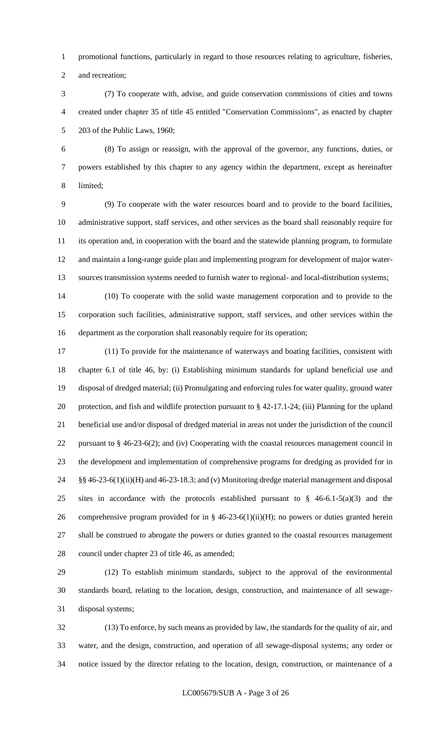promotional functions, particularly in regard to those resources relating to agriculture, fisheries, and recreation;

(7) To cooperate with, advise, and guide conservation commissions of cities and towns created under chapter 35 of title 45 entitled "Conservation Commissions", as enacted by chapter 203 of the Public Laws, 1960;

(8) To assign or reassign, with the approval of the governor, any functions, duties, or powers established by this chapter to any agency within the department, except as hereinafter limited;

(9) To cooperate with the water resources board and to provide to the board facilities, administrative support, staff services, and other services as the board shall reasonably require for its operation and, in cooperation with the board and the statewide planning program, to formulate and maintain a long-range guide plan and implementing program for development of major water-sources transmission systems needed to furnish water to regional- and local-distribution systems;

(10) To cooperate with the solid waste management corporation and to provide to the corporation such facilities, administrative support, staff services, and other services within the department as the corporation shall reasonably require for its operation;

(11) To provide for the maintenance of waterways and boating facilities, consistent with chapter 6.1 of title 46, by: (i) Establishing minimum standards for upland beneficial use and disposal of dredged material; (ii) Promulgating and enforcing rules for water quality, ground water protection, and fish and wildlife protection pursuant to § 42-17.1-24; (iii) Planning for the upland beneficial use and/or disposal of dredged material in areas not under the jurisdiction of the council pursuant to § 46-23-6(2); and (iv) Cooperating with the coastal resources management council in the development and implementation of comprehensive programs for dredging as provided for in §§ 46-23-6(1)(ii)(H) and 46-23-18.3; and (v) Monitoring dredge material management and disposal sites in accordance with the protocols established pursuant to § 46-6.1-5(a)(3) and the comprehensive program provided for in § 46-23-6(1)(ii)(H); no powers or duties granted herein shall be construed to abrogate the powers or duties granted to the coastal resources management council under chapter 23 of title 46, as amended;

(12) To establish minimum standards, subject to the approval of the environmental standards board, relating to the location, design, construction, and maintenance of all sewage-disposal systems;

(13) To enforce, by such means as provided by law, the standards for the quality of air, and water, and the design, construction, and operation of all sewage-disposal systems; any order or notice issued by the director relating to the location, design, construction, or maintenance of a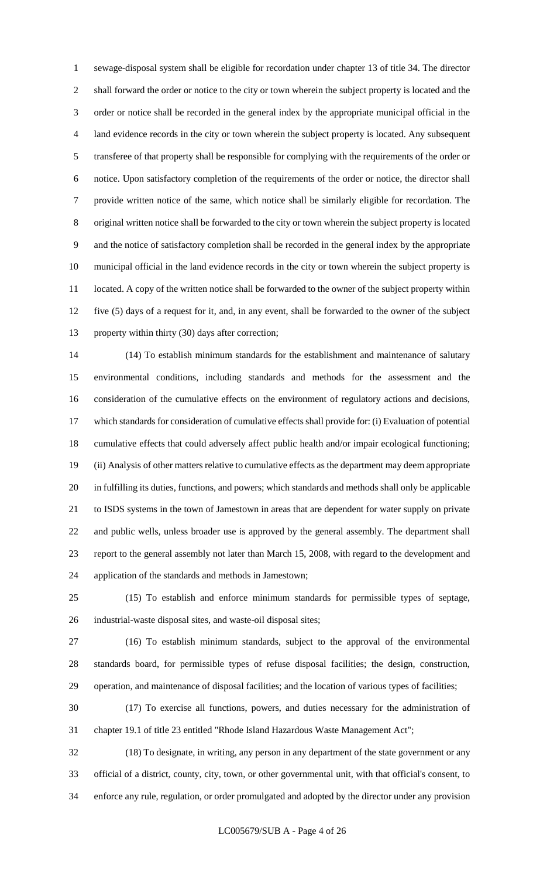sewage-disposal system shall be eligible for recordation under chapter 13 of title 34. The director shall forward the order or notice to the city or town wherein the subject property is located and the order or notice shall be recorded in the general index by the appropriate municipal official in the land evidence records in the city or town wherein the subject property is located. Any subsequent transferee of that property shall be responsible for complying with the requirements of the order or notice. Upon satisfactory completion of the requirements of the order or notice, the director shall provide written notice of the same, which notice shall be similarly eligible for recordation. The original written notice shall be forwarded to the city or town wherein the subject property is located and the notice of satisfactory completion shall be recorded in the general index by the appropriate municipal official in the land evidence records in the city or town wherein the subject property is located. A copy of the written notice shall be forwarded to the owner of the subject property within five (5) days of a request for it, and, in any event, shall be forwarded to the owner of the subject property within thirty (30) days after correction;

(14) To establish minimum standards for the establishment and maintenance of salutary environmental conditions, including standards and methods for the assessment and the consideration of the cumulative effects on the environment of regulatory actions and decisions, which standards for consideration of cumulative effects shall provide for: (i) Evaluation of potential cumulative effects that could adversely affect public health and/or impair ecological functioning; (ii) Analysis of other matters relative to cumulative effects as the department may deem appropriate in fulfilling its duties, functions, and powers; which standards and methods shall only be applicable to ISDS systems in the town of Jamestown in areas that are dependent for water supply on private and public wells, unless broader use is approved by the general assembly. The department shall report to the general assembly not later than March 15, 2008, with regard to the development and application of the standards and methods in Jamestown;

(15) To establish and enforce minimum standards for permissible types of septage, industrial-waste disposal sites, and waste-oil disposal sites;

(16) To establish minimum standards, subject to the approval of the environmental standards board, for permissible types of refuse disposal facilities; the design, construction, operation, and maintenance of disposal facilities; and the location of various types of facilities;

(17) To exercise all functions, powers, and duties necessary for the administration of chapter 19.1 of title 23 entitled "Rhode Island Hazardous Waste Management Act";

(18) To designate, in writing, any person in any department of the state government or any official of a district, county, city, town, or other governmental unit, with that official's consent, to enforce any rule, regulation, or order promulgated and adopted by the director under any provision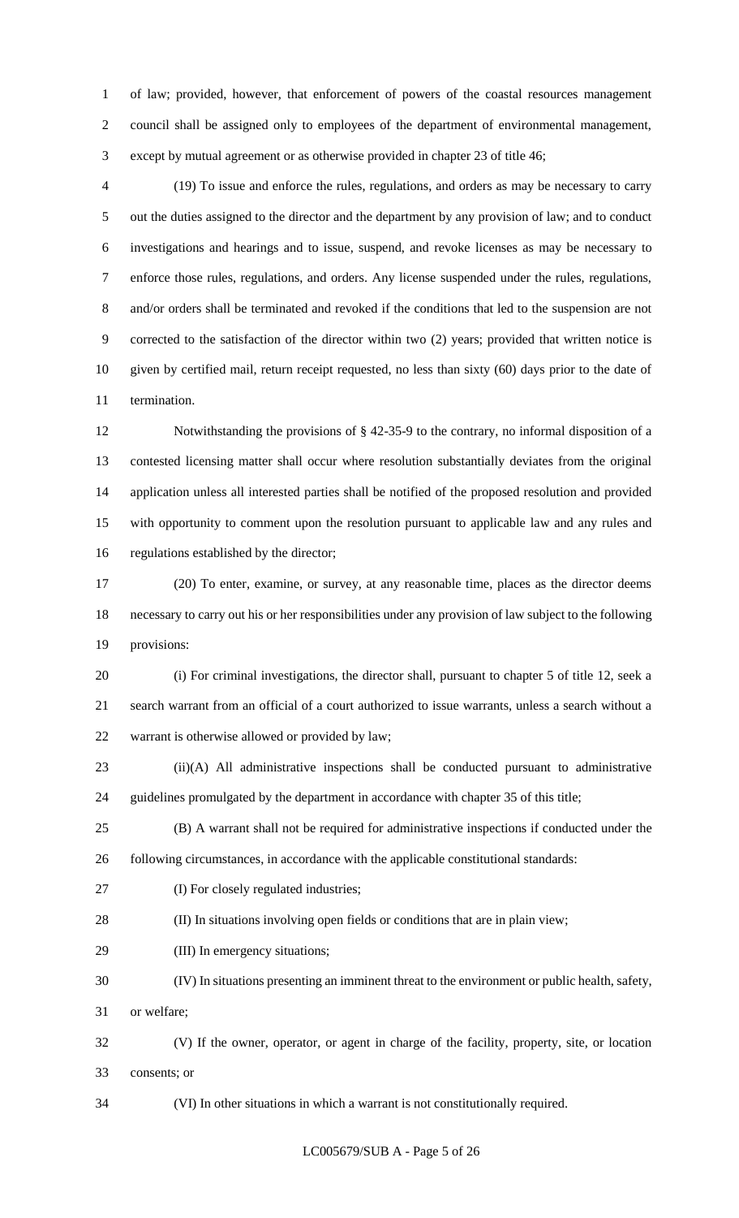of law; provided, however, that enforcement of powers of the coastal resources management council shall be assigned only to employees of the department of environmental management, except by mutual agreement or as otherwise provided in chapter 23 of title 46;

(19) To issue and enforce the rules, regulations, and orders as may be necessary to carry out the duties assigned to the director and the department by any provision of law; and to conduct investigations and hearings and to issue, suspend, and revoke licenses as may be necessary to enforce those rules, regulations, and orders. Any license suspended under the rules, regulations, and/or orders shall be terminated and revoked if the conditions that led to the suspension are not corrected to the satisfaction of the director within two (2) years; provided that written notice is given by certified mail, return receipt requested, no less than sixty (60) days prior to the date of termination.

Notwithstanding the provisions of § 42-35-9 to the contrary, no informal disposition of a contested licensing matter shall occur where resolution substantially deviates from the original application unless all interested parties shall be notified of the proposed resolution and provided with opportunity to comment upon the resolution pursuant to applicable law and any rules and regulations established by the director;

(20) To enter, examine, or survey, at any reasonable time, places as the director deems necessary to carry out his or her responsibilities under any provision of law subject to the following provisions:

(i) For criminal investigations, the director shall, pursuant to chapter 5 of title 12, seek a search warrant from an official of a court authorized to issue warrants, unless a search without a warrant is otherwise allowed or provided by law;

(ii)(A) All administrative inspections shall be conducted pursuant to administrative guidelines promulgated by the department in accordance with chapter 35 of this title;

(B) A warrant shall not be required for administrative inspections if conducted under the following circumstances, in accordance with the applicable constitutional standards:

(I) For closely regulated industries;

(II) In situations involving open fields or conditions that are in plain view;

(III) In emergency situations;

(IV) In situations presenting an imminent threat to the environment or public health, safety, or welfare;

(V) If the owner, operator, or agent in charge of the facility, property, site, or location consents; or

(VI) In other situations in which a warrant is not constitutionally required.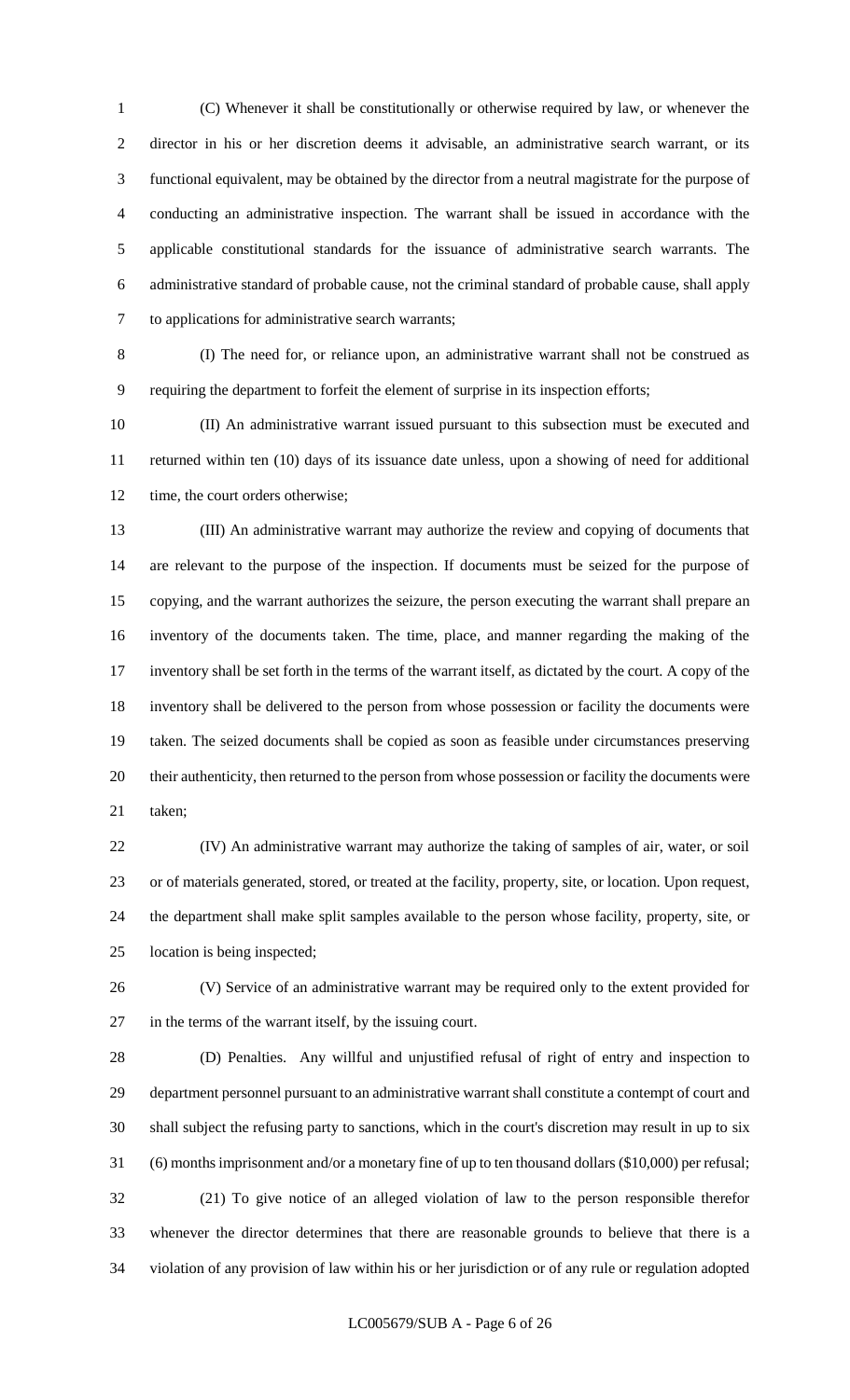(C) Whenever it shall be constitutionally or otherwise required by law, or whenever the director in his or her discretion deems it advisable, an administrative search warrant, or its functional equivalent, may be obtained by the director from a neutral magistrate for the purpose of conducting an administrative inspection. The warrant shall be issued in accordance with the applicable constitutional standards for the issuance of administrative search warrants. The administrative standard of probable cause, not the criminal standard of probable cause, shall apply to applications for administrative search warrants;

(I) The need for, or reliance upon, an administrative warrant shall not be construed as requiring the department to forfeit the element of surprise in its inspection efforts;

(II) An administrative warrant issued pursuant to this subsection must be executed and returned within ten (10) days of its issuance date unless, upon a showing of need for additional time, the court orders otherwise;

(III) An administrative warrant may authorize the review and copying of documents that are relevant to the purpose of the inspection. If documents must be seized for the purpose of copying, and the warrant authorizes the seizure, the person executing the warrant shall prepare an inventory of the documents taken. The time, place, and manner regarding the making of the inventory shall be set forth in the terms of the warrant itself, as dictated by the court. A copy of the inventory shall be delivered to the person from whose possession or facility the documents were taken. The seized documents shall be copied as soon as feasible under circumstances preserving their authenticity, then returned to the person from whose possession or facility the documents were taken;

(IV) An administrative warrant may authorize the taking of samples of air, water, or soil or of materials generated, stored, or treated at the facility, property, site, or location. Upon request, the department shall make split samples available to the person whose facility, property, site, or location is being inspected;

(V) Service of an administrative warrant may be required only to the extent provided for in the terms of the warrant itself, by the issuing court.

(D) Penalties. Any willful and unjustified refusal of right of entry and inspection to department personnel pursuant to an administrative warrant shall constitute a contempt of court and shall subject the refusing party to sanctions, which in the court's discretion may result in up to six (6) months imprisonment and/or a monetary fine of up to ten thousand dollars ($10,000) per refusal;

(21) To give notice of an alleged violation of law to the person responsible therefor whenever the director determines that there are reasonable grounds to believe that there is a violation of any provision of law within his or her jurisdiction or of any rule or regulation adopted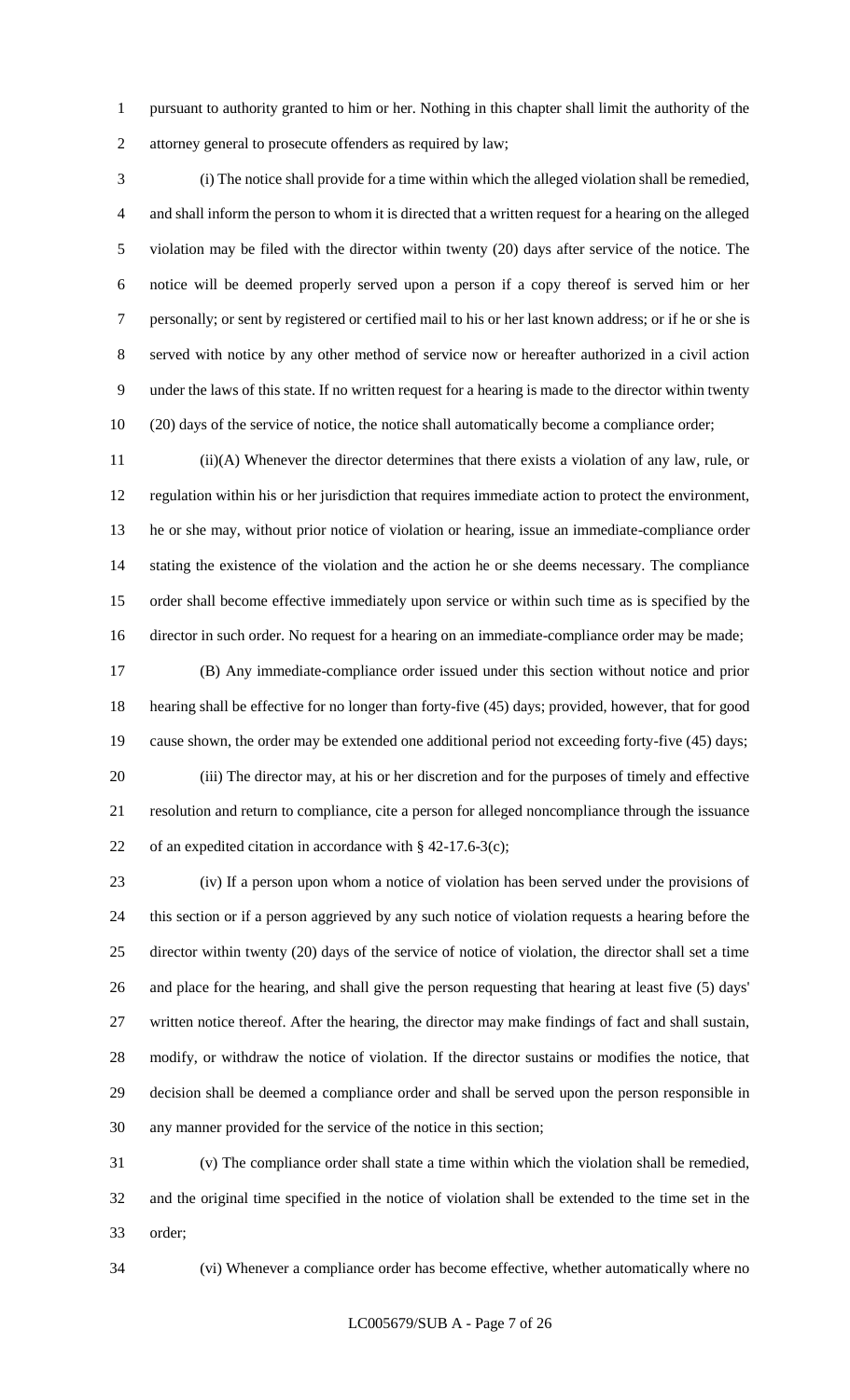pursuant to authority granted to him or her. Nothing in this chapter shall limit the authority of the attorney general to prosecute offenders as required by law;

(i) The notice shall provide for a time within which the alleged violation shall be remedied, and shall inform the person to whom it is directed that a written request for a hearing on the alleged violation may be filed with the director within twenty (20) days after service of the notice. The notice will be deemed properly served upon a person if a copy thereof is served him or her personally; or sent by registered or certified mail to his or her last known address; or if he or she is served with notice by any other method of service now or hereafter authorized in a civil action under the laws of this state. If no written request for a hearing is made to the director within twenty (20) days of the service of notice, the notice shall automatically become a compliance order;

(ii)(A) Whenever the director determines that there exists a violation of any law, rule, or regulation within his or her jurisdiction that requires immediate action to protect the environment, he or she may, without prior notice of violation or hearing, issue an immediate-compliance order stating the existence of the violation and the action he or she deems necessary. The compliance order shall become effective immediately upon service or within such time as is specified by the director in such order. No request for a hearing on an immediate-compliance order may be made;

(B) Any immediate-compliance order issued under this section without notice and prior hearing shall be effective for no longer than forty-five (45) days; provided, however, that for good cause shown, the order may be extended one additional period not exceeding forty-five (45) days;

(iii) The director may, at his or her discretion and for the purposes of timely and effective resolution and return to compliance, cite a person for alleged noncompliance through the issuance of an expedited citation in accordance with § 42-17.6-3(c);

(iv) If a person upon whom a notice of violation has been served under the provisions of this section or if a person aggrieved by any such notice of violation requests a hearing before the director within twenty (20) days of the service of notice of violation, the director shall set a time and place for the hearing, and shall give the person requesting that hearing at least five (5) days' written notice thereof. After the hearing, the director may make findings of fact and shall sustain, modify, or withdraw the notice of violation. If the director sustains or modifies the notice, that decision shall be deemed a compliance order and shall be served upon the person responsible in any manner provided for the service of the notice in this section;

(v) The compliance order shall state a time within which the violation shall be remedied, and the original time specified in the notice of violation shall be extended to the time set in the order;

(vi) Whenever a compliance order has become effective, whether automatically where no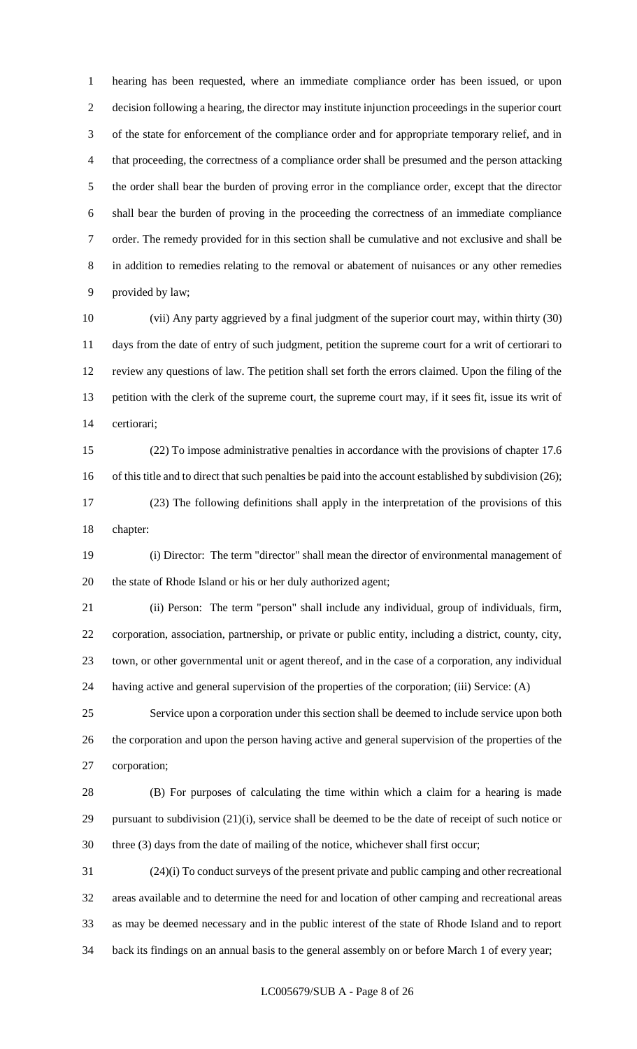hearing has been requested, where an immediate compliance order has been issued, or upon decision following a hearing, the director may institute injunction proceedings in the superior court of the state for enforcement of the compliance order and for appropriate temporary relief, and in that proceeding, the correctness of a compliance order shall be presumed and the person attacking the order shall bear the burden of proving error in the compliance order, except that the director shall bear the burden of proving in the proceeding the correctness of an immediate compliance order. The remedy provided for in this section shall be cumulative and not exclusive and shall be in addition to remedies relating to the removal or abatement of nuisances or any other remedies provided by law;

(vii) Any party aggrieved by a final judgment of the superior court may, within thirty (30) days from the date of entry of such judgment, petition the supreme court for a writ of certiorari to review any questions of law. The petition shall set forth the errors claimed. Upon the filing of the petition with the clerk of the supreme court, the supreme court may, if it sees fit, issue its writ of certiorari;

(22) To impose administrative penalties in accordance with the provisions of chapter 17.6 of this title and to direct that such penalties be paid into the account established by subdivision (26);

(23) The following definitions shall apply in the interpretation of the provisions of this chapter:

(i) Director: The term "director" shall mean the director of environmental management of the state of Rhode Island or his or her duly authorized agent;

(ii) Person: The term "person" shall include any individual, group of individuals, firm, corporation, association, partnership, or private or public entity, including a district, county, city, town, or other governmental unit or agent thereof, and in the case of a corporation, any individual having active and general supervision of the properties of the corporation; (iii) Service: (A)

Service upon a corporation under this section shall be deemed to include service upon both the corporation and upon the person having active and general supervision of the properties of the corporation;

(B) For purposes of calculating the time within which a claim for a hearing is made pursuant to subdivision (21)(i), service shall be deemed to be the date of receipt of such notice or three (3) days from the date of mailing of the notice, whichever shall first occur;

(24)(i) To conduct surveys of the present private and public camping and other recreational areas available and to determine the need for and location of other camping and recreational areas as may be deemed necessary and in the public interest of the state of Rhode Island and to report back its findings on an annual basis to the general assembly on or before March 1 of every year;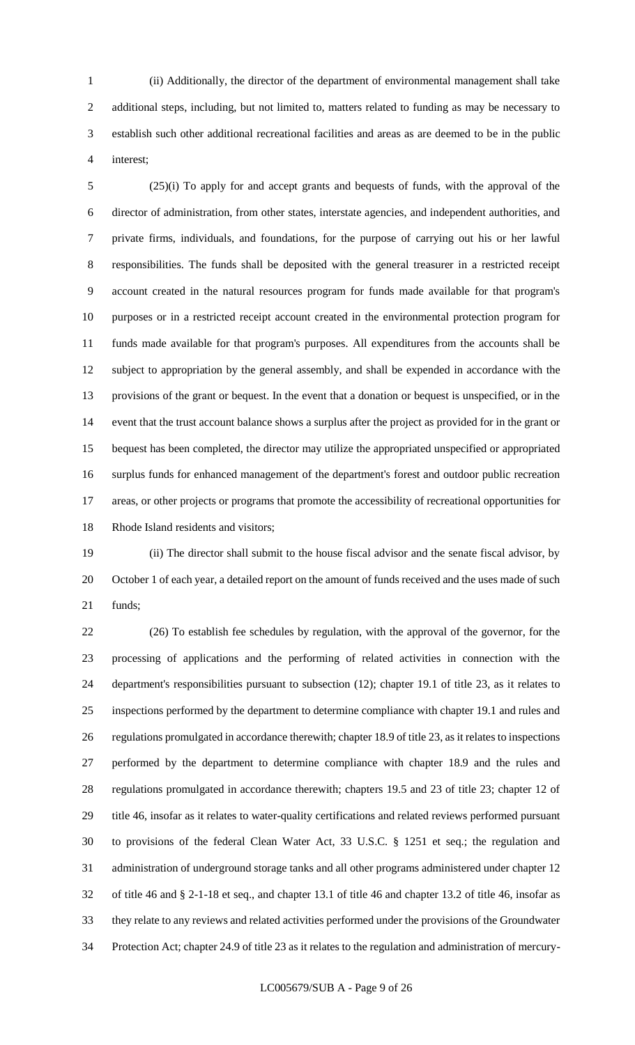(ii) Additionally, the director of the department of environmental management shall take additional steps, including, but not limited to, matters related to funding as may be necessary to establish such other additional recreational facilities and areas as are deemed to be in the public interest;

(25)(i) To apply for and accept grants and bequests of funds, with the approval of the director of administration, from other states, interstate agencies, and independent authorities, and private firms, individuals, and foundations, for the purpose of carrying out his or her lawful responsibilities. The funds shall be deposited with the general treasurer in a restricted receipt account created in the natural resources program for funds made available for that program's purposes or in a restricted receipt account created in the environmental protection program for funds made available for that program's purposes. All expenditures from the accounts shall be subject to appropriation by the general assembly, and shall be expended in accordance with the provisions of the grant or bequest. In the event that a donation or bequest is unspecified, or in the event that the trust account balance shows a surplus after the project as provided for in the grant or bequest has been completed, the director may utilize the appropriated unspecified or appropriated surplus funds for enhanced management of the department's forest and outdoor public recreation areas, or other projects or programs that promote the accessibility of recreational opportunities for Rhode Island residents and visitors;

(ii) The director shall submit to the house fiscal advisor and the senate fiscal advisor, by October 1 of each year, a detailed report on the amount of funds received and the uses made of such funds;

(26) To establish fee schedules by regulation, with the approval of the governor, for the processing of applications and the performing of related activities in connection with the department's responsibilities pursuant to subsection (12); chapter 19.1 of title 23, as it relates to inspections performed by the department to determine compliance with chapter 19.1 and rules and regulations promulgated in accordance therewith; chapter 18.9 of title 23, as it relates to inspections performed by the department to determine compliance with chapter 18.9 and the rules and regulations promulgated in accordance therewith; chapters 19.5 and 23 of title 23; chapter 12 of title 46, insofar as it relates to water-quality certifications and related reviews performed pursuant to provisions of the federal Clean Water Act, 33 U.S.C. § 1251 et seq.; the regulation and administration of underground storage tanks and all other programs administered under chapter 12 of title 46 and § 2-1-18 et seq., and chapter 13.1 of title 46 and chapter 13.2 of title 46, insofar as they relate to any reviews and related activities performed under the provisions of the Groundwater Protection Act; chapter 24.9 of title 23 as it relates to the regulation and administration of mercury-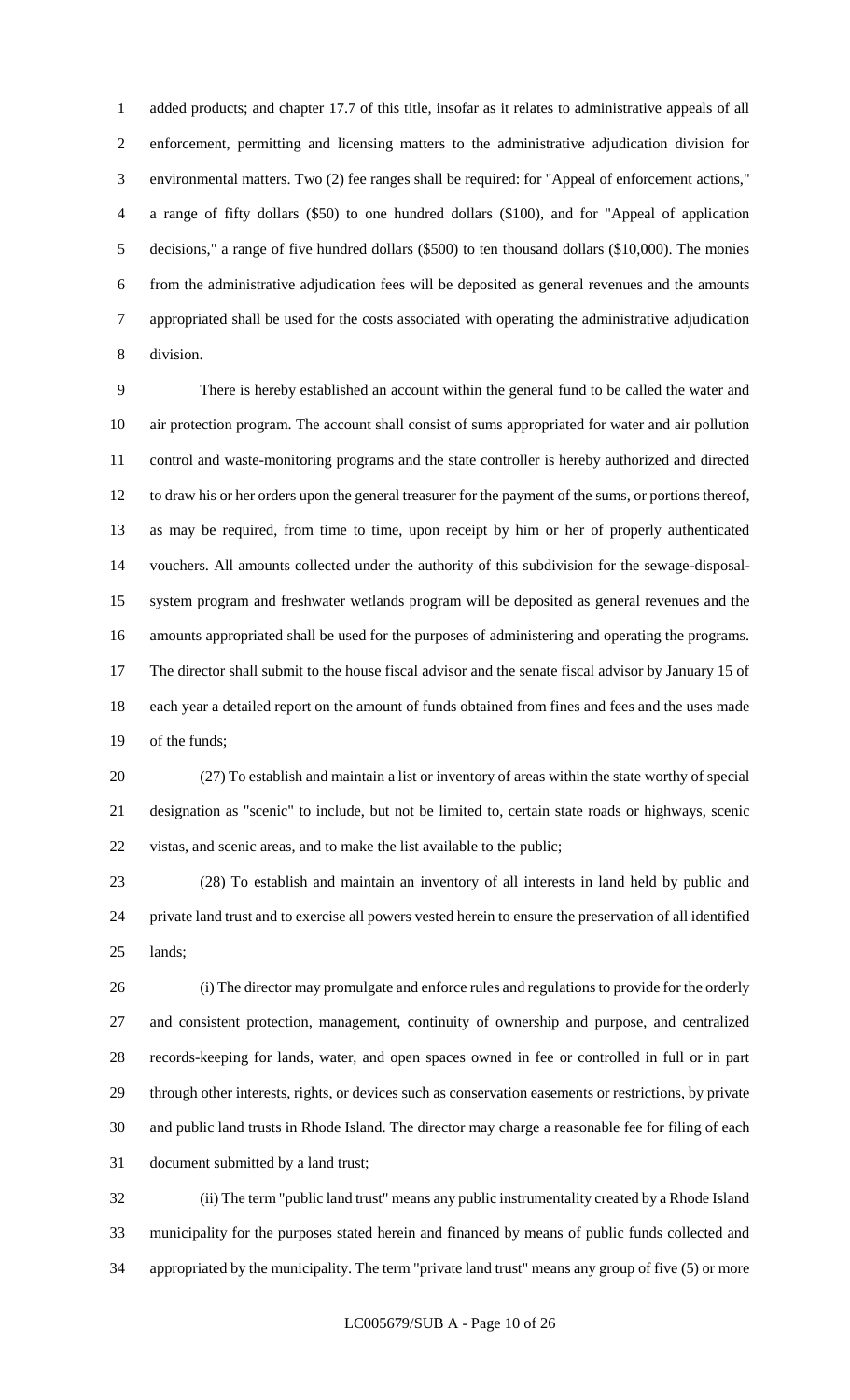added products; and chapter 17.7 of this title, insofar as it relates to administrative appeals of all enforcement, permitting and licensing matters to the administrative adjudication division for environmental matters. Two (2) fee ranges shall be required: for "Appeal of enforcement actions," a range of fifty dollars ($50) to one hundred dollars ($100), and for "Appeal of application decisions," a range of five hundred dollars ($500) to ten thousand dollars ($10,000). The monies from the administrative adjudication fees will be deposited as general revenues and the amounts appropriated shall be used for the costs associated with operating the administrative adjudication division.

There is hereby established an account within the general fund to be called the water and air protection program. The account shall consist of sums appropriated for water and air pollution control and waste-monitoring programs and the state controller is hereby authorized and directed to draw his or her orders upon the general treasurer for the payment of the sums, or portions thereof, as may be required, from time to time, upon receipt by him or her of properly authenticated vouchers. All amounts collected under the authority of this subdivision for the sewage-disposal-system program and freshwater wetlands program will be deposited as general revenues and the amounts appropriated shall be used for the purposes of administering and operating the programs. The director shall submit to the house fiscal advisor and the senate fiscal advisor by January 15 of each year a detailed report on the amount of funds obtained from fines and fees and the uses made of the funds;

(27) To establish and maintain a list or inventory of areas within the state worthy of special designation as "scenic" to include, but not be limited to, certain state roads or highways, scenic vistas, and scenic areas, and to make the list available to the public;

(28) To establish and maintain an inventory of all interests in land held by public and private land trust and to exercise all powers vested herein to ensure the preservation of all identified lands;

(i) The director may promulgate and enforce rules and regulations to provide for the orderly and consistent protection, management, continuity of ownership and purpose, and centralized records-keeping for lands, water, and open spaces owned in fee or controlled in full or in part through other interests, rights, or devices such as conservation easements or restrictions, by private and public land trusts in Rhode Island. The director may charge a reasonable fee for filing of each document submitted by a land trust;

(ii) The term "public land trust" means any public instrumentality created by a Rhode Island municipality for the purposes stated herein and financed by means of public funds collected and appropriated by the municipality. The term "private land trust" means any group of five (5) or more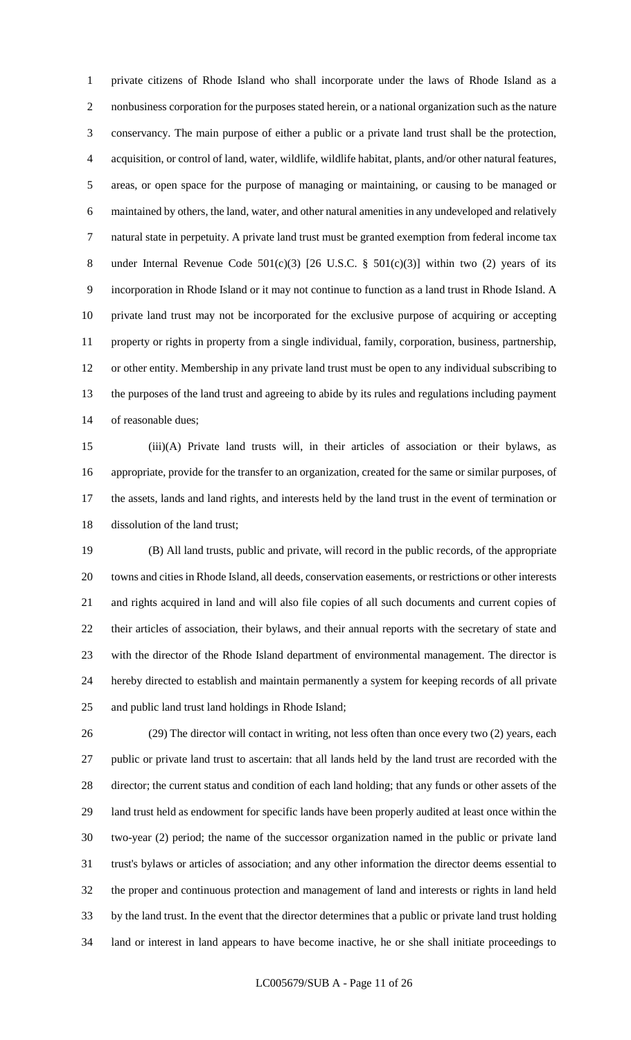private citizens of Rhode Island who shall incorporate under the laws of Rhode Island as a nonbusiness corporation for the purposes stated herein, or a national organization such as the nature conservancy. The main purpose of either a public or a private land trust shall be the protection, acquisition, or control of land, water, wildlife, wildlife habitat, plants, and/or other natural features, areas, or open space for the purpose of managing or maintaining, or causing to be managed or maintained by others, the land, water, and other natural amenities in any undeveloped and relatively natural state in perpetuity. A private land trust must be granted exemption from federal income tax under Internal Revenue Code 501(c)(3) [26 U.S.C. § 501(c)(3)] within two (2) years of its incorporation in Rhode Island or it may not continue to function as a land trust in Rhode Island. A private land trust may not be incorporated for the exclusive purpose of acquiring or accepting property or rights in property from a single individual, family, corporation, business, partnership, or other entity. Membership in any private land trust must be open to any individual subscribing to the purposes of the land trust and agreeing to abide by its rules and regulations including payment of reasonable dues;

(iii)(A) Private land trusts will, in their articles of association or their bylaws, as appropriate, provide for the transfer to an organization, created for the same or similar purposes, of the assets, lands and land rights, and interests held by the land trust in the event of termination or dissolution of the land trust;

(B) All land trusts, public and private, will record in the public records, of the appropriate towns and cities in Rhode Island, all deeds, conservation easements, or restrictions or other interests and rights acquired in land and will also file copies of all such documents and current copies of their articles of association, their bylaws, and their annual reports with the secretary of state and with the director of the Rhode Island department of environmental management. The director is hereby directed to establish and maintain permanently a system for keeping records of all private and public land trust land holdings in Rhode Island;

(29) The director will contact in writing, not less often than once every two (2) years, each public or private land trust to ascertain: that all lands held by the land trust are recorded with the director; the current status and condition of each land holding; that any funds or other assets of the land trust held as endowment for specific lands have been properly audited at least once within the two-year (2) period; the name of the successor organization named in the public or private land trust's bylaws or articles of association; and any other information the director deems essential to the proper and continuous protection and management of land and interests or rights in land held by the land trust. In the event that the director determines that a public or private land trust holding land or interest in land appears to have become inactive, he or she shall initiate proceedings to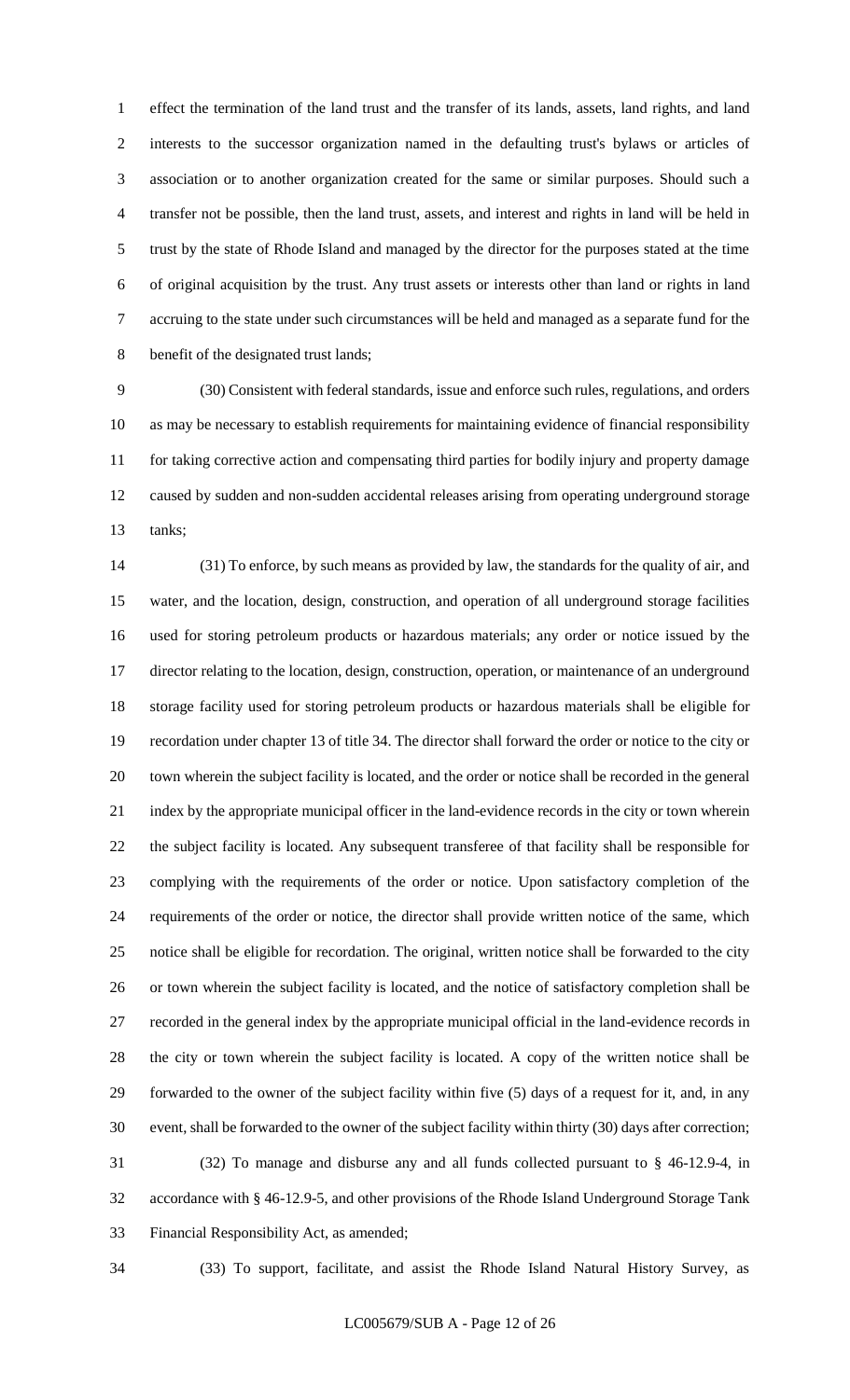effect the termination of the land trust and the transfer of its lands, assets, land rights, and land interests to the successor organization named in the defaulting trust's bylaws or articles of association or to another organization created for the same or similar purposes. Should such a transfer not be possible, then the land trust, assets, and interest and rights in land will be held in trust by the state of Rhode Island and managed by the director for the purposes stated at the time of original acquisition by the trust. Any trust assets or interests other than land or rights in land accruing to the state under such circumstances will be held and managed as a separate fund for the benefit of the designated trust lands;

(30) Consistent with federal standards, issue and enforce such rules, regulations, and orders as may be necessary to establish requirements for maintaining evidence of financial responsibility for taking corrective action and compensating third parties for bodily injury and property damage caused by sudden and non-sudden accidental releases arising from operating underground storage tanks;

(31) To enforce, by such means as provided by law, the standards for the quality of air, and water, and the location, design, construction, and operation of all underground storage facilities used for storing petroleum products or hazardous materials; any order or notice issued by the director relating to the location, design, construction, operation, or maintenance of an underground storage facility used for storing petroleum products or hazardous materials shall be eligible for recordation under chapter 13 of title 34. The director shall forward the order or notice to the city or town wherein the subject facility is located, and the order or notice shall be recorded in the general index by the appropriate municipal officer in the land-evidence records in the city or town wherein the subject facility is located. Any subsequent transferee of that facility shall be responsible for complying with the requirements of the order or notice. Upon satisfactory completion of the requirements of the order or notice, the director shall provide written notice of the same, which notice shall be eligible for recordation. The original, written notice shall be forwarded to the city or town wherein the subject facility is located, and the notice of satisfactory completion shall be recorded in the general index by the appropriate municipal official in the land-evidence records in the city or town wherein the subject facility is located. A copy of the written notice shall be forwarded to the owner of the subject facility within five (5) days of a request for it, and, in any event, shall be forwarded to the owner of the subject facility within thirty (30) days after correction;

(32) To manage and disburse any and all funds collected pursuant to § 46-12.9-4, in accordance with § 46-12.9-5, and other provisions of the Rhode Island Underground Storage Tank Financial Responsibility Act, as amended;

(33) To support, facilitate, and assist the Rhode Island Natural History Survey, as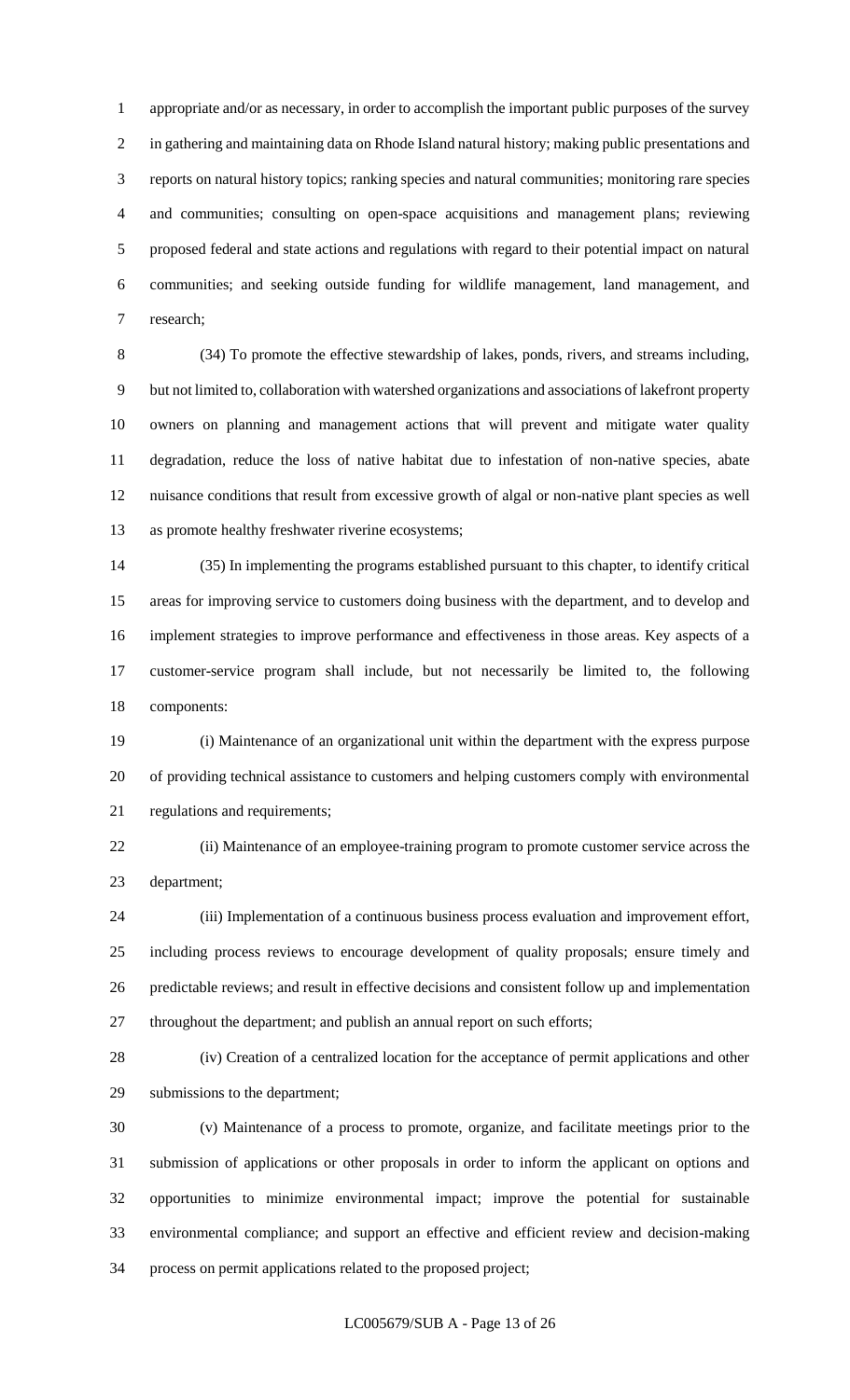appropriate and/or as necessary, in order to accomplish the important public purposes of the survey in gathering and maintaining data on Rhode Island natural history; making public presentations and reports on natural history topics; ranking species and natural communities; monitoring rare species and communities; consulting on open-space acquisitions and management plans; reviewing proposed federal and state actions and regulations with regard to their potential impact on natural communities; and seeking outside funding for wildlife management, land management, and research;

(34) To promote the effective stewardship of lakes, ponds, rivers, and streams including, but not limited to, collaboration with watershed organizations and associations of lakefront property owners on planning and management actions that will prevent and mitigate water quality degradation, reduce the loss of native habitat due to infestation of non-native species, abate nuisance conditions that result from excessive growth of algal or non-native plant species as well as promote healthy freshwater riverine ecosystems;

(35) In implementing the programs established pursuant to this chapter, to identify critical areas for improving service to customers doing business with the department, and to develop and implement strategies to improve performance and effectiveness in those areas. Key aspects of a customer-service program shall include, but not necessarily be limited to, the following components:

(i) Maintenance of an organizational unit within the department with the express purpose of providing technical assistance to customers and helping customers comply with environmental regulations and requirements;

(ii) Maintenance of an employee-training program to promote customer service across the department;

(iii) Implementation of a continuous business process evaluation and improvement effort, including process reviews to encourage development of quality proposals; ensure timely and predictable reviews; and result in effective decisions and consistent follow up and implementation throughout the department; and publish an annual report on such efforts;

(iv) Creation of a centralized location for the acceptance of permit applications and other submissions to the department;

(v) Maintenance of a process to promote, organize, and facilitate meetings prior to the submission of applications or other proposals in order to inform the applicant on options and opportunities to minimize environmental impact; improve the potential for sustainable environmental compliance; and support an effective and efficient review and decision-making process on permit applications related to the proposed project;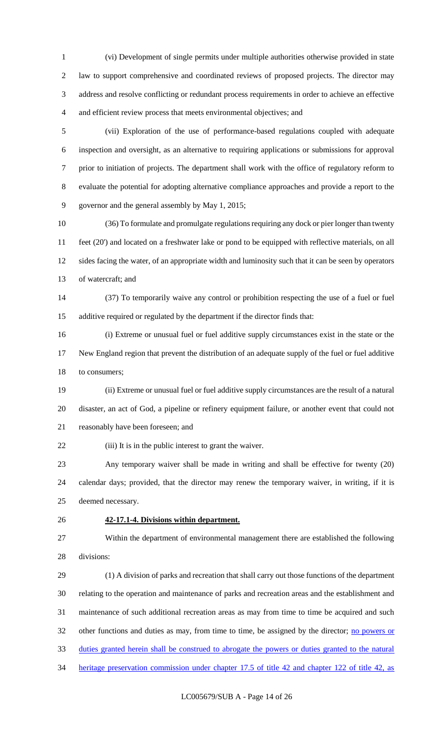(vi) Development of single permits under multiple authorities otherwise provided in state law to support comprehensive and coordinated reviews of proposed projects. The director may address and resolve conflicting or redundant process requirements in order to achieve an effective and efficient review process that meets environmental objectives; and

(vii) Exploration of the use of performance-based regulations coupled with adequate inspection and oversight, as an alternative to requiring applications or submissions for approval prior to initiation of projects. The department shall work with the office of regulatory reform to evaluate the potential for adopting alternative compliance approaches and provide a report to the governor and the general assembly by May 1, 2015;

(36) To formulate and promulgate regulations requiring any dock or pier longer than twenty feet (20') and located on a freshwater lake or pond to be equipped with reflective materials, on all sides facing the water, of an appropriate width and luminosity such that it can be seen by operators of watercraft; and

(37) To temporarily waive any control or prohibition respecting the use of a fuel or fuel additive required or regulated by the department if the director finds that:

(i) Extreme or unusual fuel or fuel additive supply circumstances exist in the state or the New England region that prevent the distribution of an adequate supply of the fuel or fuel additive to consumers;

(ii) Extreme or unusual fuel or fuel additive supply circumstances are the result of a natural disaster, an act of God, a pipeline or refinery equipment failure, or another event that could not reasonably have been foreseen; and

(iii) It is in the public interest to grant the waiver.

Any temporary waiver shall be made in writing and shall be effective for twenty (20) calendar days; provided, that the director may renew the temporary waiver, in writing, if it is deemed necessary.

**42-17.1-4. Divisions within department.**

Within the department of environmental management there are established the following divisions:

(1) A division of parks and recreation that shall carry out those functions of the department relating to the operation and maintenance of parks and recreation areas and the establishment and maintenance of such additional recreation areas as may from time to time be acquired and such other functions and duties as may, from time to time, be assigned by the director; no powers or duties granted herein shall be construed to abrogate the powers or duties granted to the natural heritage preservation commission under chapter 17.5 of title 42 and chapter 122 of title 42, as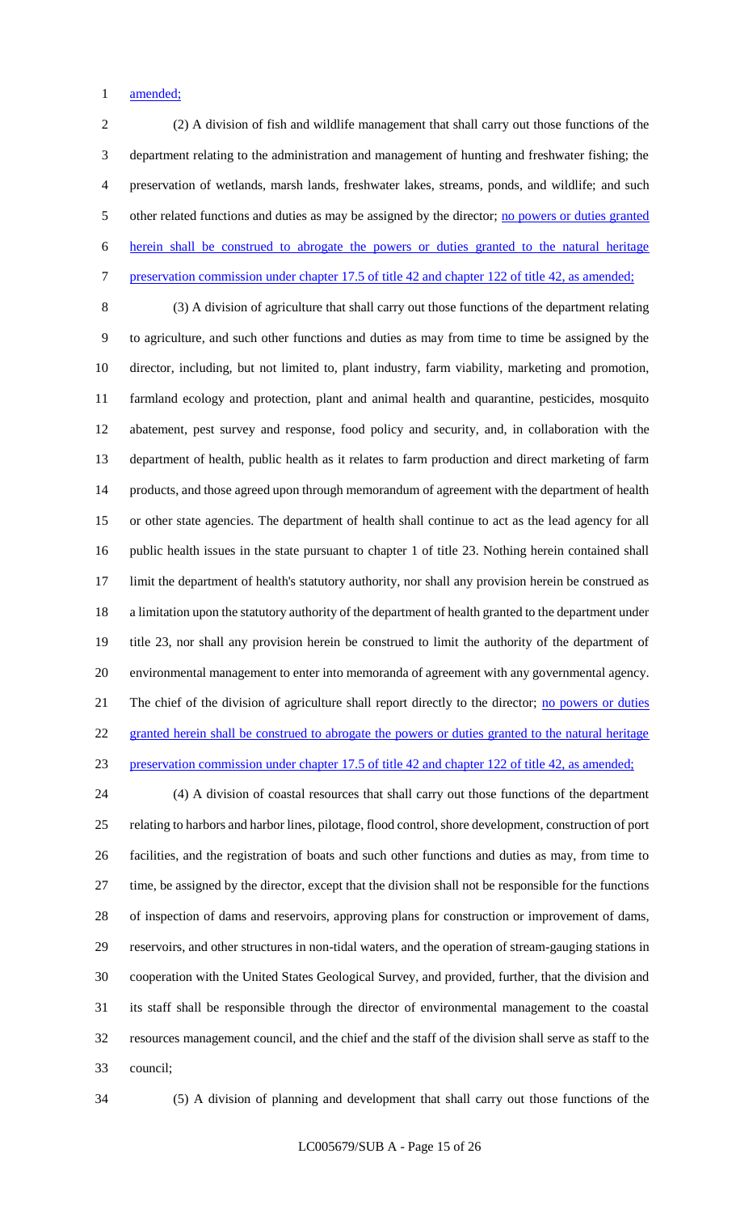amended;

(2) A division of fish and wildlife management that shall carry out those functions of the department relating to the administration and management of hunting and freshwater fishing; the preservation of wetlands, marsh lands, freshwater lakes, streams, ponds, and wildlife; and such other related functions and duties as may be assigned by the director; no powers or duties granted herein shall be construed to abrogate the powers or duties granted to the natural heritage preservation commission under chapter 17.5 of title 42 and chapter 122 of title 42, as amended;

(3) A division of agriculture that shall carry out those functions of the department relating to agriculture, and such other functions and duties as may from time to time be assigned by the director, including, but not limited to, plant industry, farm viability, marketing and promotion, farmland ecology and protection, plant and animal health and quarantine, pesticides, mosquito abatement, pest survey and response, food policy and security, and, in collaboration with the department of health, public health as it relates to farm production and direct marketing of farm products, and those agreed upon through memorandum of agreement with the department of health or other state agencies. The department of health shall continue to act as the lead agency for all public health issues in the state pursuant to chapter 1 of title 23. Nothing herein contained shall limit the department of health's statutory authority, nor shall any provision herein be construed as a limitation upon the statutory authority of the department of health granted to the department under title 23, nor shall any provision herein be construed to limit the authority of the department of environmental management to enter into memoranda of agreement with any governmental agency. The chief of the division of agriculture shall report directly to the director; no powers or duties granted herein shall be construed to abrogate the powers or duties granted to the natural heritage preservation commission under chapter 17.5 of title 42 and chapter 122 of title 42, as amended;

(4) A division of coastal resources that shall carry out those functions of the department relating to harbors and harbor lines, pilotage, flood control, shore development, construction of port facilities, and the registration of boats and such other functions and duties as may, from time to time, be assigned by the director, except that the division shall not be responsible for the functions of inspection of dams and reservoirs, approving plans for construction or improvement of dams, reservoirs, and other structures in non-tidal waters, and the operation of stream-gauging stations in cooperation with the United States Geological Survey, and provided, further, that the division and its staff shall be responsible through the director of environmental management to the coastal resources management council, and the chief and the staff of the division shall serve as staff to the council;

(5) A division of planning and development that shall carry out those functions of the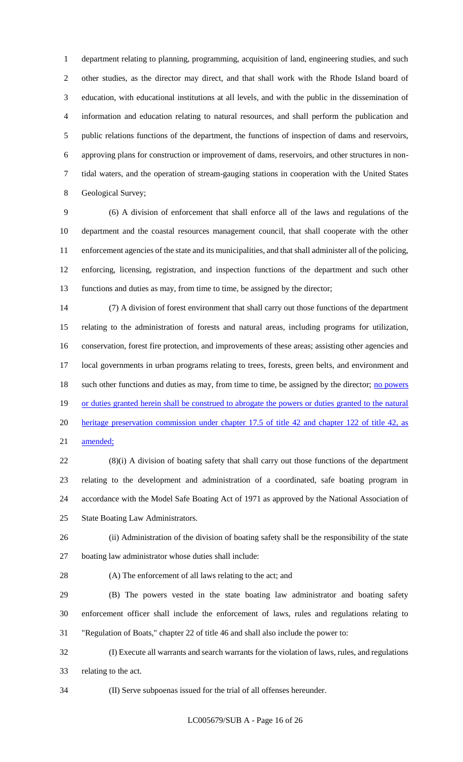department relating to planning, programming, acquisition of land, engineering studies, and such other studies, as the director may direct, and that shall work with the Rhode Island board of education, with educational institutions at all levels, and with the public in the dissemination of information and education relating to natural resources, and shall perform the publication and public relations functions of the department, the functions of inspection of dams and reservoirs, approving plans for construction or improvement of dams, reservoirs, and other structures in non-tidal waters, and the operation of stream-gauging stations in cooperation with the United States Geological Survey;

(6) A division of enforcement that shall enforce all of the laws and regulations of the department and the coastal resources management council, that shall cooperate with the other enforcement agencies of the state and its municipalities, and that shall administer all of the policing, enforcing, licensing, registration, and inspection functions of the department and such other functions and duties as may, from time to time, be assigned by the director;

(7) A division of forest environment that shall carry out those functions of the department relating to the administration of forests and natural areas, including programs for utilization, conservation, forest fire protection, and improvements of these areas; assisting other agencies and local governments in urban programs relating to trees, forests, green belts, and environment and such other functions and duties as may, from time to time, be assigned by the director; <u>no powers or duties granted herein shall be construed to abrogate the powers or duties granted to the natural heritage preservation commission under chapter 17.5 of title 42 and chapter 122 of title 42, as amended;</u>

(8)(i) A division of boating safety that shall carry out those functions of the department relating to the development and administration of a coordinated, safe boating program in accordance with the Model Safe Boating Act of 1971 as approved by the National Association of State Boating Law Administrators.

(ii) Administration of the division of boating safety shall be the responsibility of the state boating law administrator whose duties shall include:

(A) The enforcement of all laws relating to the act; and

(B) The powers vested in the state boating law administrator and boating safety enforcement officer shall include the enforcement of laws, rules and regulations relating to "Regulation of Boats," chapter 22 of title 46 and shall also include the power to:

(I) Execute all warrants and search warrants for the violation of laws, rules, and regulations relating to the act.

(II) Serve subpoenas issued for the trial of all offenses hereunder.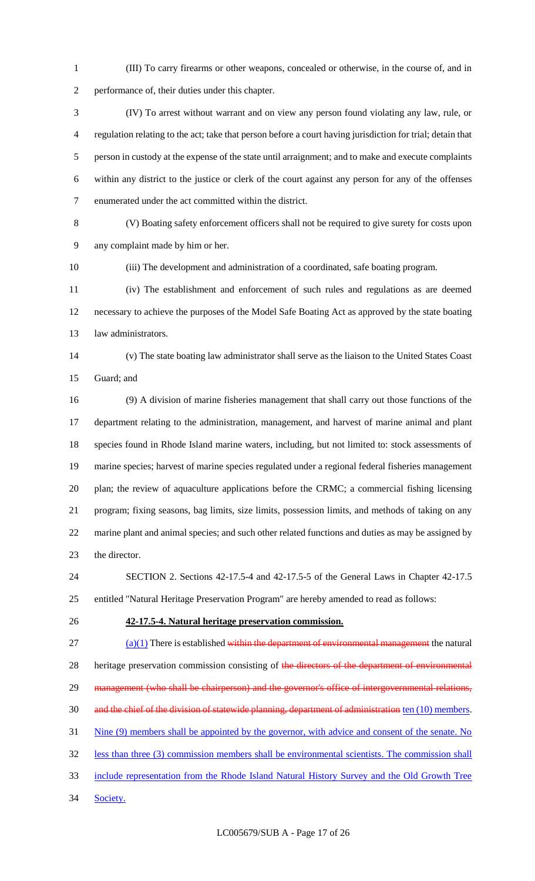(III) To carry firearms or other weapons, concealed or otherwise, in the course of, and in performance of, their duties under this chapter.

(IV) To arrest without warrant and on view any person found violating any law, rule, or regulation relating to the act; take that person before a court having jurisdiction for trial; detain that person in custody at the expense of the state until arraignment; and to make and execute complaints within any district to the justice or clerk of the court against any person for any of the offenses enumerated under the act committed within the district.

(V) Boating safety enforcement officers shall not be required to give surety for costs upon any complaint made by him or her.

(iii) The development and administration of a coordinated, safe boating program.

(iv) The establishment and enforcement of such rules and regulations as are deemed necessary to achieve the purposes of the Model Safe Boating Act as approved by the state boating law administrators.

(v) The state boating law administrator shall serve as the liaison to the United States Coast Guard; and

(9) A division of marine fisheries management that shall carry out those functions of the department relating to the administration, management, and harvest of marine animal and plant species found in Rhode Island marine waters, including, but not limited to: stock assessments of marine species; harvest of marine species regulated under a regional federal fisheries management plan; the review of aquaculture applications before the CRMC; a commercial fishing licensing program; fixing seasons, bag limits, size limits, possession limits, and methods of taking on any marine plant and animal species; and such other related functions and duties as may be assigned by the director.

SECTION 2. Sections 42-17.5-4 and 42-17.5-5 of the General Laws in Chapter 42-17.5 entitled "Natural Heritage Preservation Program" are hereby amended to read as follows:

**42-17.5-4. Natural heritage preservation commission.**

<u>(a)(1)</u> There is established ~~within the department of environmental management~~ the natural heritage preservation commission consisting of ~~the directors of the department of environmental management (who shall be chairperson) and the governor's office of intergovernmental relations, and the chief of the division of statewide planning, department of administration~~ <u>ten (10) members</u>. <u>Nine (9) members shall be appointed by the governor, with advice and consent of the senate. No less than three (3) commission members shall be environmental scientists. The commission shall include representation from the Rhode Island Natural History Survey and the Old Growth Tree Society.</u>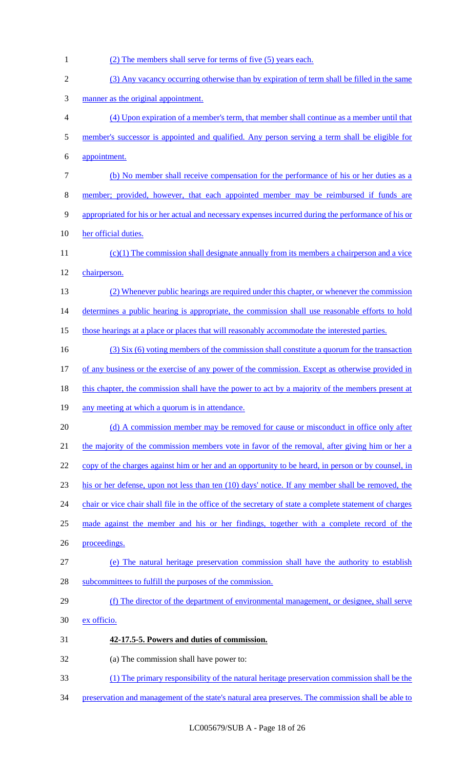(2) The members shall serve for terms of five (5) years each.

(3) Any vacancy occurring otherwise than by expiration of term shall be filled in the same manner as the original appointment.

(4) Upon expiration of a member's term, that member shall continue as a member until that member's successor is appointed and qualified. Any person serving a term shall be eligible for appointment.

(b) No member shall receive compensation for the performance of his or her duties as a member; provided, however, that each appointed member may be reimbursed if funds are appropriated for his or her actual and necessary expenses incurred during the performance of his or her official duties.

(c)(1) The commission shall designate annually from its members a chairperson and a vice chairperson.

(2) Whenever public hearings are required under this chapter, or whenever the commission determines a public hearing is appropriate, the commission shall use reasonable efforts to hold those hearings at a place or places that will reasonably accommodate the interested parties.

(3) Six (6) voting members of the commission shall constitute a quorum for the transaction of any business or the exercise of any power of the commission. Except as otherwise provided in this chapter, the commission shall have the power to act by a majority of the members present at any meeting at which a quorum is in attendance.

(d) A commission member may be removed for cause or misconduct in office only after the majority of the commission members vote in favor of the removal, after giving him or her a copy of the charges against him or her and an opportunity to be heard, in person or by counsel, in his or her defense, upon not less than ten (10) days' notice. If any member shall be removed, the chair or vice chair shall file in the office of the secretary of state a complete statement of charges made against the member and his or her findings, together with a complete record of the proceedings.

(e) The natural heritage preservation commission shall have the authority to establish subcommittees to fulfill the purposes of the commission.

(f) The director of the department of environmental management, or designee, shall serve ex officio.

**42-17.5-5. Powers and duties of commission.**

(a) The commission shall have power to:

(1) The primary responsibility of the natural heritage preservation commission shall be the preservation and management of the state's natural area preserves. The commission shall be able to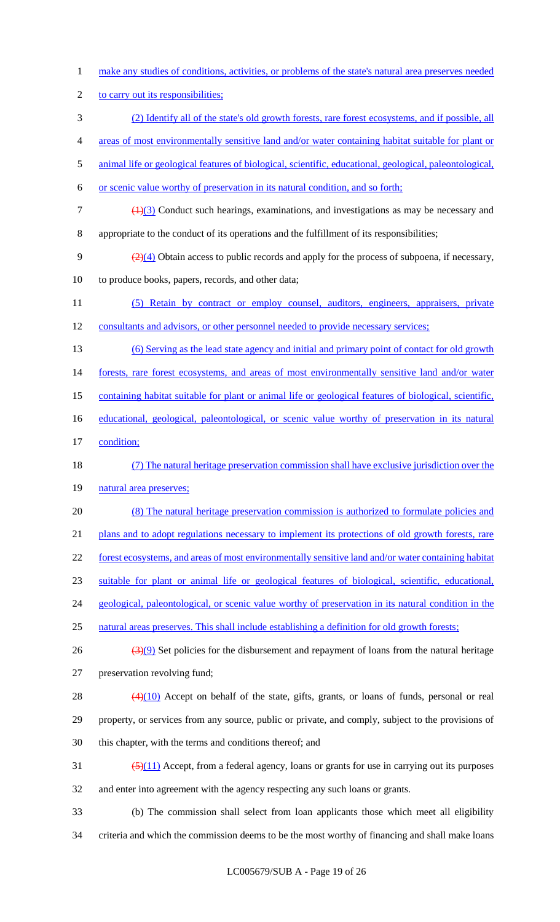make any studies of conditions, activities, or problems of the state's natural area preserves needed to carry out its responsibilities;

(2) Identify all of the state's old growth forests, rare forest ecosystems, and if possible, all areas of most environmentally sensitive land and/or water containing habitat suitable for plant or animal life or geological features of biological, scientific, educational, geological, paleontological, or scenic value worthy of preservation in its natural condition, and so forth;

~~(1)~~(3) Conduct such hearings, examinations, and investigations as may be necessary and appropriate to the conduct of its operations and the fulfillment of its responsibilities;

~~(2)~~(4) Obtain access to public records and apply for the process of subpoena, if necessary, to produce books, papers, records, and other data;

(5) Retain by contract or employ counsel, auditors, engineers, appraisers, private consultants and advisors, or other personnel needed to provide necessary services;

(6) Serving as the lead state agency and initial and primary point of contact for old growth forests, rare forest ecosystems, and areas of most environmentally sensitive land and/or water containing habitat suitable for plant or animal life or geological features of biological, scientific, educational, geological, paleontological, or scenic value worthy of preservation in its natural condition;

(7) The natural heritage preservation commission shall have exclusive jurisdiction over the natural area preserves;

(8) The natural heritage preservation commission is authorized to formulate policies and plans and to adopt regulations necessary to implement its protections of old growth forests, rare forest ecosystems, and areas of most environmentally sensitive land and/or water containing habitat suitable for plant or animal life or geological features of biological, scientific, educational, geological, paleontological, or scenic value worthy of preservation in its natural condition in the natural areas preserves. This shall include establishing a definition for old growth forests;

~~(3)~~(9) Set policies for the disbursement and repayment of loans from the natural heritage preservation revolving fund;

~~(4)~~(10) Accept on behalf of the state, gifts, grants, or loans of funds, personal or real property, or services from any source, public or private, and comply, subject to the provisions of this chapter, with the terms and conditions thereof; and

~~(5)~~(11) Accept, from a federal agency, loans or grants for use in carrying out its purposes and enter into agreement with the agency respecting any such loans or grants.

(b) The commission shall select from loan applicants those which meet all eligibility criteria and which the commission deems to be the most worthy of financing and shall make loans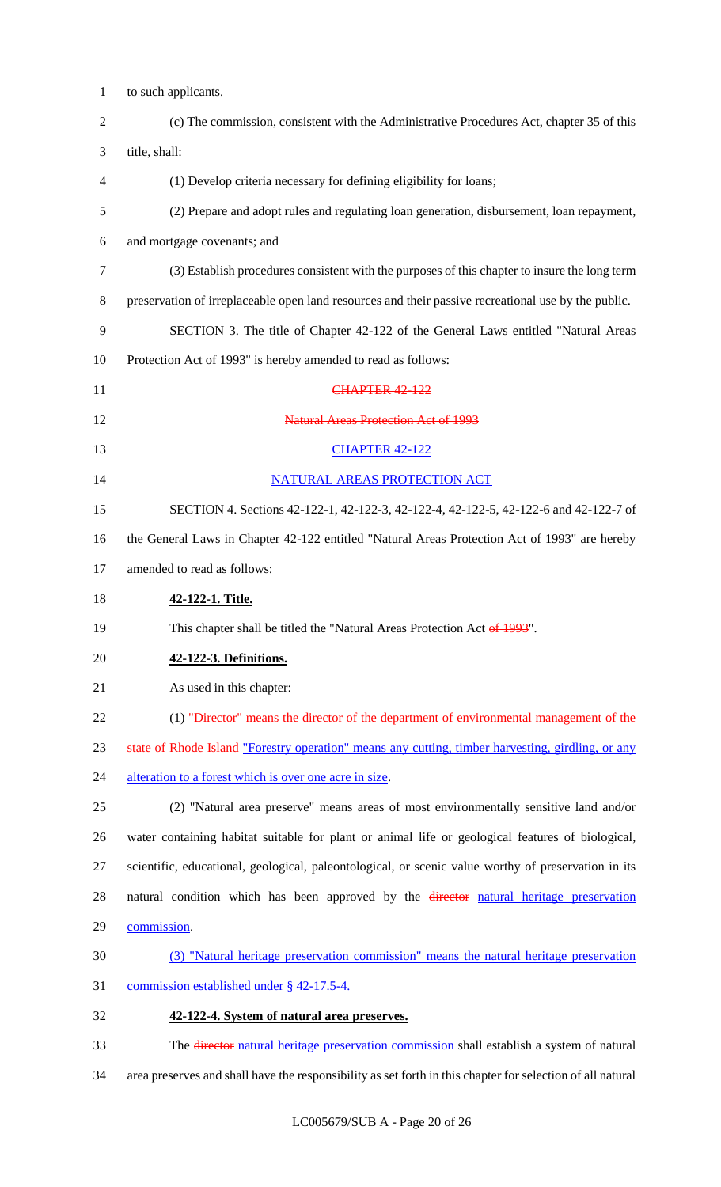to such applicants.

(c) The commission, consistent with the Administrative Procedures Act, chapter 35 of this title, shall:

(1) Develop criteria necessary for defining eligibility for loans;

(2) Prepare and adopt rules and regulating loan generation, disbursement, loan repayment, and mortgage covenants; and

(3) Establish procedures consistent with the purposes of this chapter to insure the long term preservation of irreplaceable open land resources and their passive recreational use by the public.

SECTION 3. The title of Chapter 42-122 of the General Laws entitled "Natural Areas Protection Act of 1993" is hereby amended to read as follows:

~~CHAPTER 42-122~~

~~Natural Areas Protection Act of 1993~~

<u>CHAPTER 42-122</u>

<u>NATURAL AREAS PROTECTION ACT</u>

SECTION 4. Sections 42-122-1, 42-122-3, 42-122-4, 42-122-5, 42-122-6 and 42-122-7 of the General Laws in Chapter 42-122 entitled "Natural Areas Protection Act of 1993" are hereby amended to read as follows:

**42-122-1. Title.**

This chapter shall be titled the "Natural Areas Protection Act ~~of 1993~~".

**42-122-3. Definitions.**

As used in this chapter:

(1) ~~"Director" means the director of the department of environmental management of the state of Rhode Island~~ <u>"Forestry operation" means any cutting, timber harvesting, girdling, or any alteration to a forest which is over one acre in size</u>.

(2) "Natural area preserve" means areas of most environmentally sensitive land and/or water containing habitat suitable for plant or animal life or geological features of biological, scientific, educational, geological, paleontological, or scenic value worthy of preservation in its natural condition which has been approved by the ~~director~~ <u>natural heritage preservation commission</u>.

<u>(3) "Natural heritage preservation commission" means the natural heritage preservation commission established under § 42-17.5-4.</u>

**42-122-4. System of natural area preserves.**

The ~~director~~ <u>natural heritage preservation commission</u> shall establish a system of natural area preserves and shall have the responsibility as set forth in this chapter for selection of all natural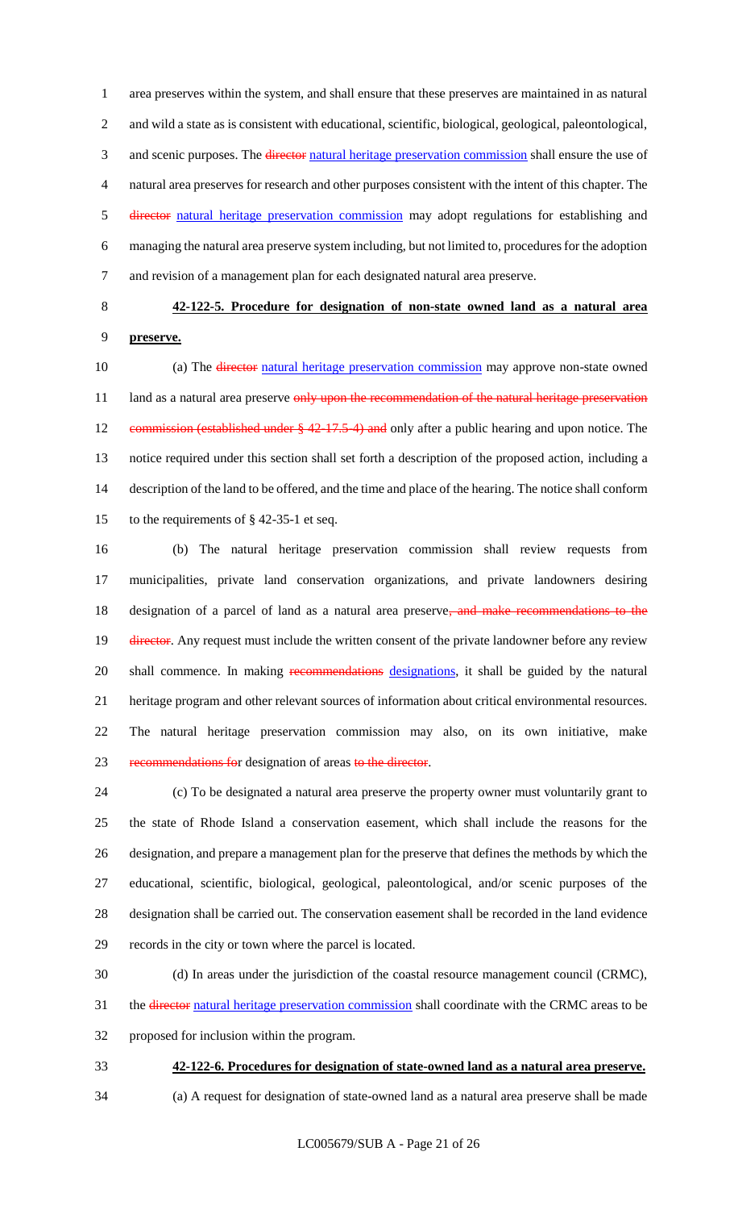area preserves within the system, and shall ensure that these preserves are maintained in as natural and wild a state as is consistent with educational, scientific, biological, geological, paleontological, and scenic purposes. The ~~director~~ natural heritage preservation commission shall ensure the use of natural area preserves for research and other purposes consistent with the intent of this chapter. The ~~director~~ natural heritage preservation commission may adopt regulations for establishing and managing the natural area preserve system including, but not limited to, procedures for the adoption and revision of a management plan for each designated natural area preserve.

**42-122-5. Procedure for designation of non-state owned land as a natural area preserve.**

(a) The ~~director~~ natural heritage preservation commission may approve non-state owned land as a natural area preserve ~~only upon the recommendation of the natural heritage preservation commission (established under § 42-17.5-4) and~~ only after a public hearing and upon notice. The notice required under this section shall set forth a description of the proposed action, including a description of the land to be offered, and the time and place of the hearing. The notice shall conform to the requirements of § 42-35-1 et seq.

(b) The natural heritage preservation commission shall review requests from municipalities, private land conservation organizations, and private landowners desiring designation of a parcel of land as a natural area preserve~~, and make recommendations to the director~~. Any request must include the written consent of the private landowner before any review shall commence. In making ~~recommendations~~ designations, it shall be guided by the natural heritage program and other relevant sources of information about critical environmental resources. The natural heritage preservation commission may also, on its own initiative, make ~~recommendations for~~ designation of areas ~~to the director~~.

(c) To be designated a natural area preserve the property owner must voluntarily grant to the state of Rhode Island a conservation easement, which shall include the reasons for the designation, and prepare a management plan for the preserve that defines the methods by which the educational, scientific, biological, geological, paleontological, and/or scenic purposes of the designation shall be carried out. The conservation easement shall be recorded in the land evidence records in the city or town where the parcel is located.

(d) In areas under the jurisdiction of the coastal resource management council (CRMC), the ~~director~~ natural heritage preservation commission shall coordinate with the CRMC areas to be proposed for inclusion within the program.

**42-122-6. Procedures for designation of state-owned land as a natural area preserve.**

(a) A request for designation of state-owned land as a natural area preserve shall be made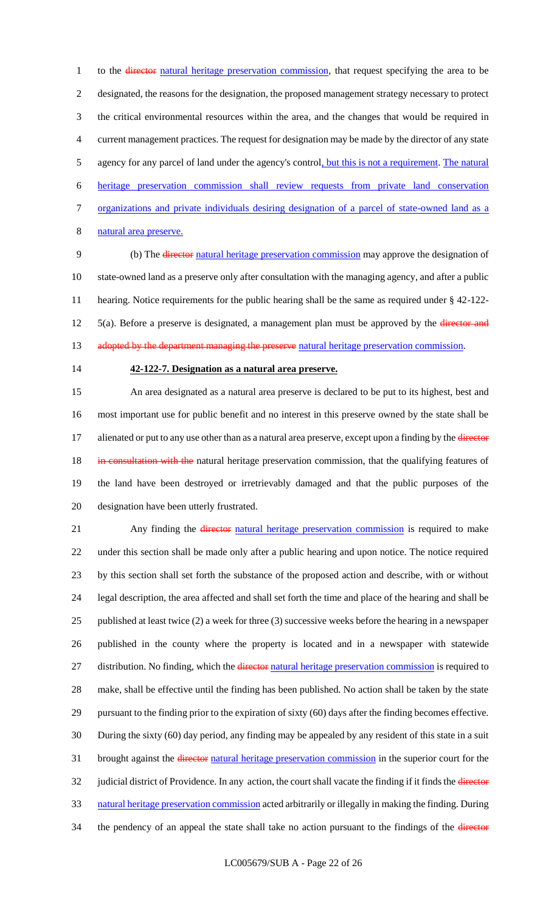to the ~~director~~ natural heritage preservation commission, that request specifying the area to be designated, the reasons for the designation, the proposed management strategy necessary to protect the critical environmental resources within the area, and the changes that would be required in current management practices. The request for designation may be made by the director of any state agency for any parcel of land under the agency's control, but this is not a requirement. The natural heritage preservation commission shall review requests from private land conservation organizations and private individuals desiring designation of a parcel of state-owned land as a natural area preserve.

(b) The ~~director~~ natural heritage preservation commission may approve the designation of state-owned land as a preserve only after consultation with the managing agency, and after a public hearing. Notice requirements for the public hearing shall be the same as required under § 42-122-5(a). Before a preserve is designated, a management plan must be approved by the ~~director and adopted by the department managing the preserve~~ natural heritage preservation commission.

**42-122-7. Designation as a natural area preserve.**

An area designated as a natural area preserve is declared to be put to its highest, best and most important use for public benefit and no interest in this preserve owned by the state shall be alienated or put to any use other than as a natural area preserve, except upon a finding by the ~~director in consultation with the~~ natural heritage preservation commission, that the qualifying features of the land have been destroyed or irretrievably damaged and that the public purposes of the designation have been utterly frustrated.

Any finding the ~~director~~ natural heritage preservation commission is required to make under this section shall be made only after a public hearing and upon notice. The notice required by this section shall set forth the substance of the proposed action and describe, with or without legal description, the area affected and shall set forth the time and place of the hearing and shall be published at least twice (2) a week for three (3) successive weeks before the hearing in a newspaper published in the county where the property is located and in a newspaper with statewide distribution. No finding, which the ~~director~~ natural heritage preservation commission is required to make, shall be effective until the finding has been published. No action shall be taken by the state pursuant to the finding prior to the expiration of sixty (60) days after the finding becomes effective. During the sixty (60) day period, any finding may be appealed by any resident of this state in a suit brought against the ~~director~~ natural heritage preservation commission in the superior court for the judicial district of Providence. In any action, the court shall vacate the finding if it finds the ~~director~~ natural heritage preservation commission acted arbitrarily or illegally in making the finding. During the pendency of an appeal the state shall take no action pursuant to the findings of the ~~director~~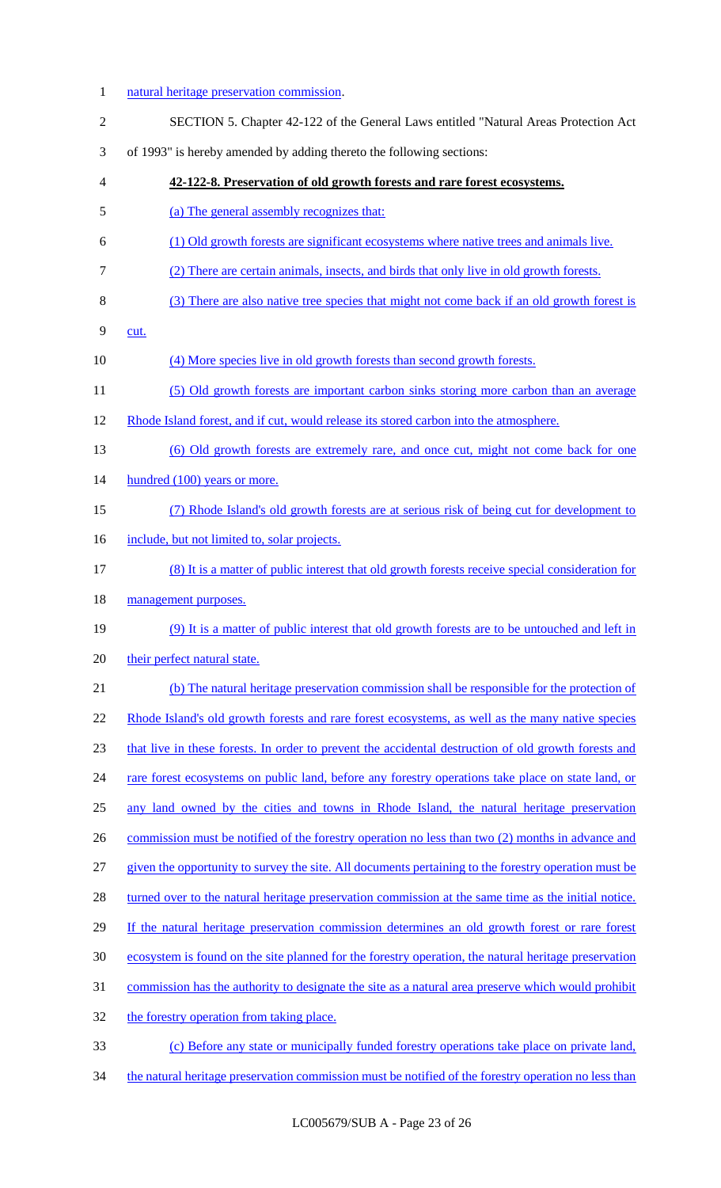natural heritage preservation commission.

SECTION 5. Chapter 42-122 of the General Laws entitled "Natural Areas Protection Act of 1993" is hereby amended by adding thereto the following sections:

**42-122-8. Preservation of old growth forests and rare forest ecosystems.**

(a) The general assembly recognizes that:

(1) Old growth forests are significant ecosystems where native trees and animals live.

(2) There are certain animals, insects, and birds that only live in old growth forests.

(3) There are also native tree species that might not come back if an old growth forest is cut.

(4) More species live in old growth forests than second growth forests.

(5) Old growth forests are important carbon sinks storing more carbon than an average Rhode Island forest, and if cut, would release its stored carbon into the atmosphere.

(6) Old growth forests are extremely rare, and once cut, might not come back for one hundred (100) years or more.

(7) Rhode Island's old growth forests are at serious risk of being cut for development to include, but not limited to, solar projects.

(8) It is a matter of public interest that old growth forests receive special consideration for management purposes.

(9) It is a matter of public interest that old growth forests are to be untouched and left in their perfect natural state.

(b) The natural heritage preservation commission shall be responsible for the protection of Rhode Island's old growth forests and rare forest ecosystems, as well as the many native species that live in these forests. In order to prevent the accidental destruction of old growth forests and rare forest ecosystems on public land, before any forestry operations take place on state land, or any land owned by the cities and towns in Rhode Island, the natural heritage preservation commission must be notified of the forestry operation no less than two (2) months in advance and given the opportunity to survey the site. All documents pertaining to the forestry operation must be turned over to the natural heritage preservation commission at the same time as the initial notice. If the natural heritage preservation commission determines an old growth forest or rare forest ecosystem is found on the site planned for the forestry operation, the natural heritage preservation commission has the authority to designate the site as a natural area preserve which would prohibit the forestry operation from taking place.

(c) Before any state or municipally funded forestry operations take place on private land, the natural heritage preservation commission must be notified of the forestry operation no less than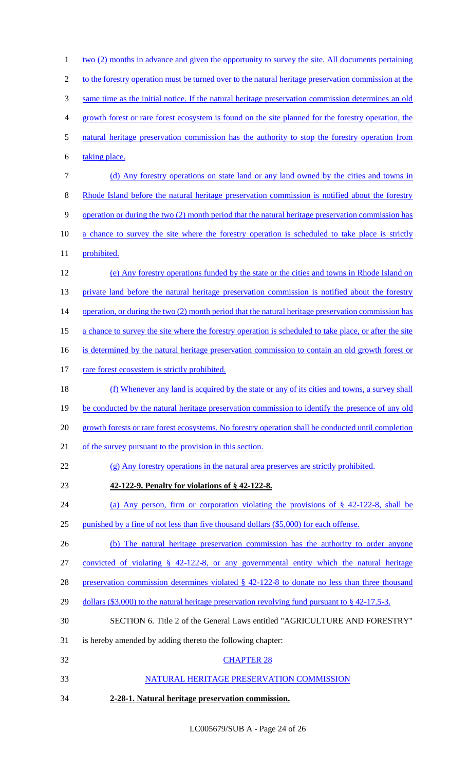two (2) months in advance and given the opportunity to survey the site. All documents pertaining to the forestry operation must be turned over to the natural heritage preservation commission at the same time as the initial notice. If the natural heritage preservation commission determines an old growth forest or rare forest ecosystem is found on the site planned for the forestry operation, the natural heritage preservation commission has the authority to stop the forestry operation from taking place.

(d) Any forestry operations on state land or any land owned by the cities and towns in Rhode Island before the natural heritage preservation commission is notified about the forestry operation or during the two (2) month period that the natural heritage preservation commission has a chance to survey the site where the forestry operation is scheduled to take place is strictly prohibited.

(e) Any forestry operations funded by the state or the cities and towns in Rhode Island on private land before the natural heritage preservation commission is notified about the forestry operation, or during the two (2) month period that the natural heritage preservation commission has a chance to survey the site where the forestry operation is scheduled to take place, or after the site is determined by the natural heritage preservation commission to contain an old growth forest or rare forest ecosystem is strictly prohibited.

(f) Whenever any land is acquired by the state or any of its cities and towns, a survey shall be conducted by the natural heritage preservation commission to identify the presence of any old growth forests or rare forest ecosystems. No forestry operation shall be conducted until completion of the survey pursuant to the provision in this section.

(g) Any forestry operations in the natural area preserves are strictly prohibited.

**42-122-9. Penalty for violations of § 42-122-8.**

(a) Any person, firm or corporation violating the provisions of § 42-122-8, shall be punished by a fine of not less than five thousand dollars ($5,000) for each offense.

(b) The natural heritage preservation commission has the authority to order anyone convicted of violating § 42-122-8, or any governmental entity which the natural heritage preservation commission determines violated § 42-122-8 to donate no less than three thousand dollars ($3,000) to the natural heritage preservation revolving fund pursuant to § 42-17.5-3.

SECTION 6. Title 2 of the General Laws entitled "AGRICULTURE AND FORESTRY" is hereby amended by adding thereto the following chapter:

CHAPTER 28

NATURAL HERITAGE PRESERVATION COMMISSION

**2-28-1. Natural heritage preservation commission.**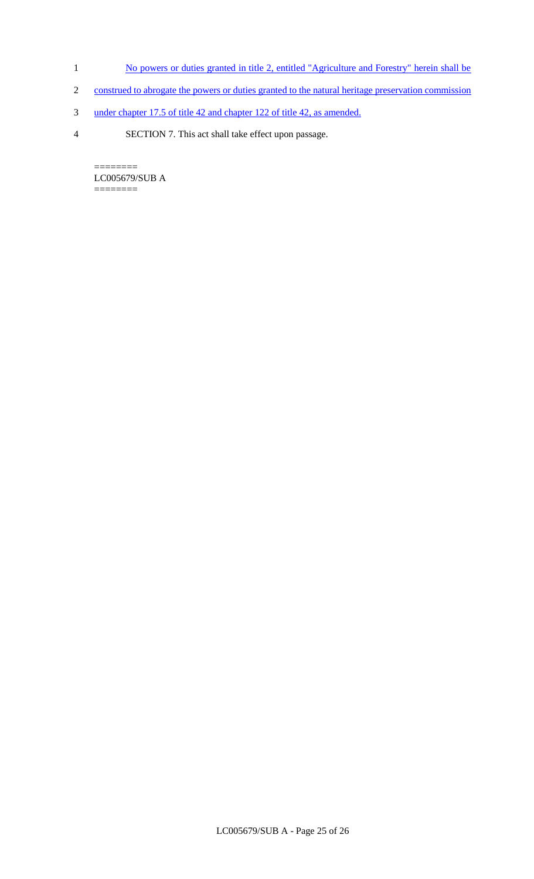No powers or duties granted in title 2, entitled "Agriculture and Forestry" herein shall be construed to abrogate the powers or duties granted to the natural heritage preservation commission under chapter 17.5 of title 42 and chapter 122 of title 42, as amended.

SECTION 7. This act shall take effect upon passage.

========
LC005679/SUB A
========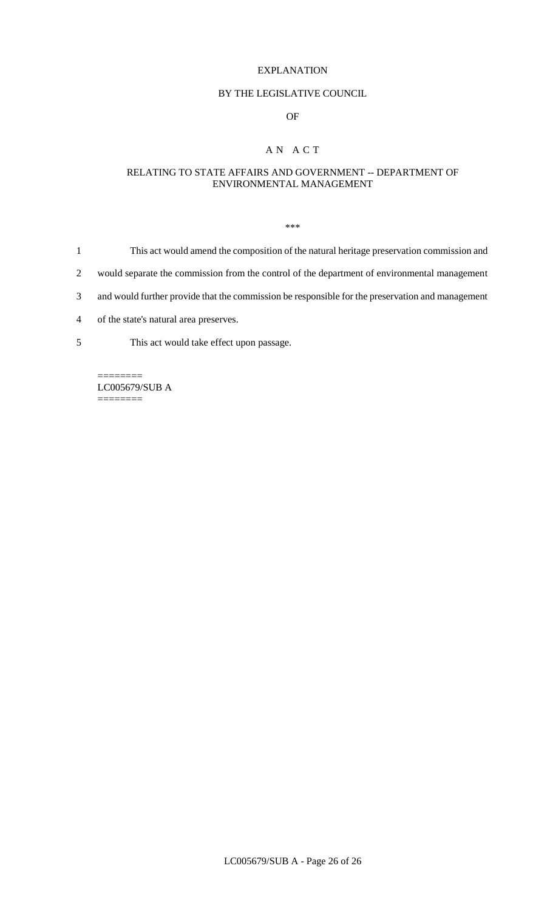EXPLANATION

BY THE LEGISLATIVE COUNCIL

OF

A N A C T

RELATING TO STATE AFFAIRS AND GOVERNMENT -- DEPARTMENT OF ENVIRONMENTAL MANAGEMENT

\*\*\*

1 This act would amend the composition of the natural heritage preservation commission and
2 would separate the commission from the control of the department of environmental management
3 and would further provide that the commission be responsible for the preservation and management
4 of the state's natural area preserves.
5 This act would take effect upon passage.

========
LC005679/SUB A
========